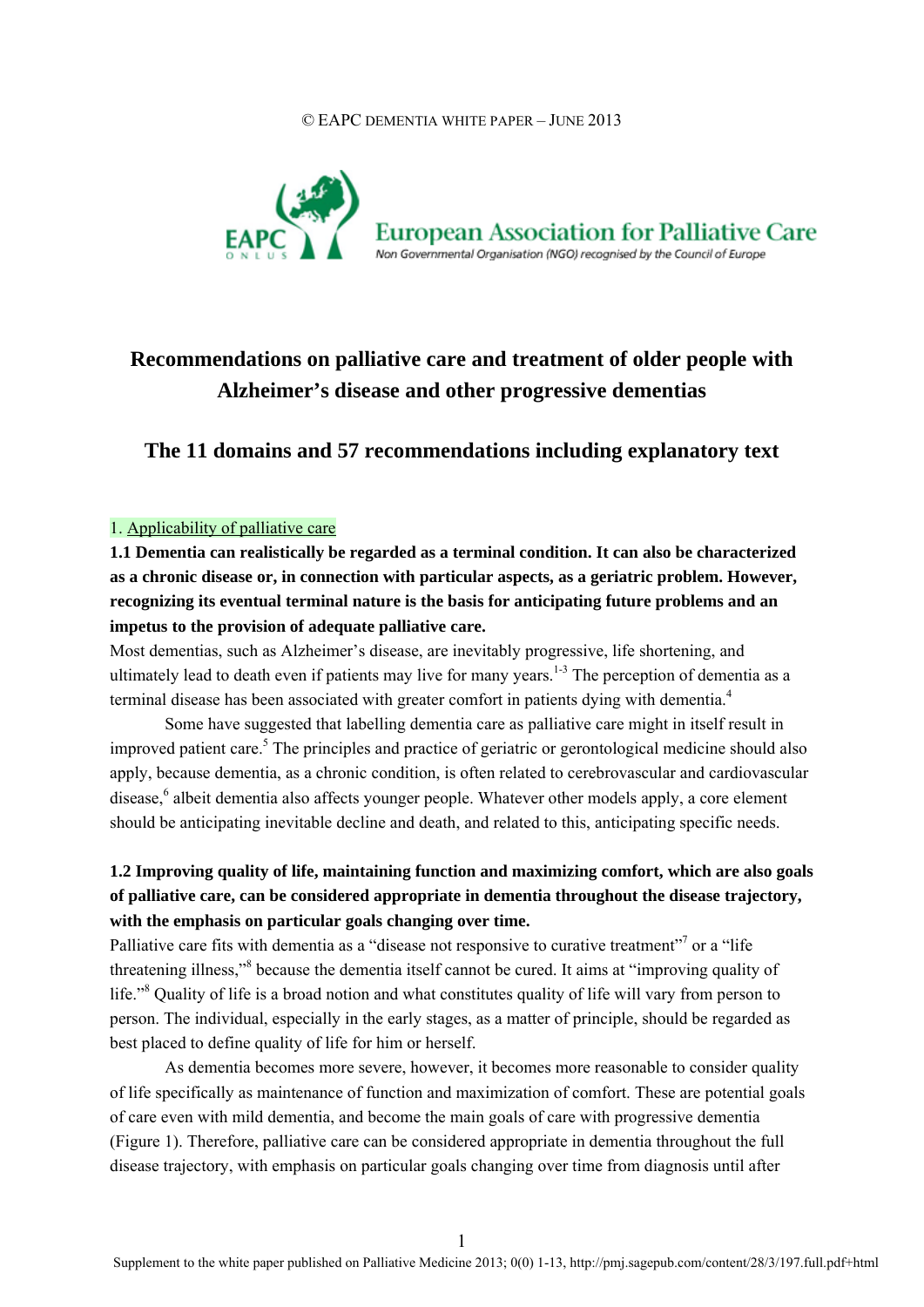© EAPC DEMENTIA WHITE PAPER – JUNE 2013

European Association for Palliative Care

Non Governmental Organisation (NGO) recognised by the Council of Europe

# Recommendations on palliative care and treatment of older people with Alzheimer's disease and other progressive dementias

## The 11 domains and 57 recommendations including explanatory text

### 1. Applicability of palliative care

**1.1 Dementia can realistically be regarded as a terminal condition. It can also be characterized as a chronic disease or, in connection with particular aspects, as a geriatric problem. However, recognizing its eventual terminal nature is the basis for anticipating future problems and an impetus to the provision of adequate palliative care.**

Most dementias, such as Alzheimer's disease, are inevitably progressive, life shortening, and ultimately lead to death even if patients may live for many years.[1-3] The perception of dementia as a terminal disease has been associated with greater comfort in patients dying with dementia.[4]

Some have suggested that labelling dementia care as palliative care might in itself result in improved patient care.[5] The principles and practice of geriatric or gerontological medicine should also apply, because dementia, as a chronic condition, is often related to cerebrovascular and cardiovascular disease,[6] albeit dementia also affects younger people. Whatever other models apply, a core element should be anticipating inevitable decline and death, and related to this, anticipating specific needs.

**1.2 Improving quality of life, maintaining function and maximizing comfort, which are also goals of palliative care, can be considered appropriate in dementia throughout the disease trajectory, with the emphasis on particular goals changing over time.**

Palliative care fits with dementia as a "disease not responsive to curative treatment"[7] or a "life threatening illness,"[8] because the dementia itself cannot be cured. It aims at "improving quality of life."[8] Quality of life is a broad notion and what constitutes quality of life will vary from person to person. The individual, especially in the early stages, as a matter of principle, should be regarded as best placed to define quality of life for him or herself.

As dementia becomes more severe, however, it becomes more reasonable to consider quality of life specifically as maintenance of function and maximization of comfort. These are potential goals of care even with mild dementia, and become the main goals of care with progressive dementia (Figure 1). Therefore, palliative care can be considered appropriate in dementia throughout the full disease trajectory, with emphasis on particular goals changing over time from diagnosis until after

Supplement to the white paper published on Palliative Medicine 2013; 0(0) 1-13, http://pmj.sagepub.com/content/28/3/197.full.pdf+html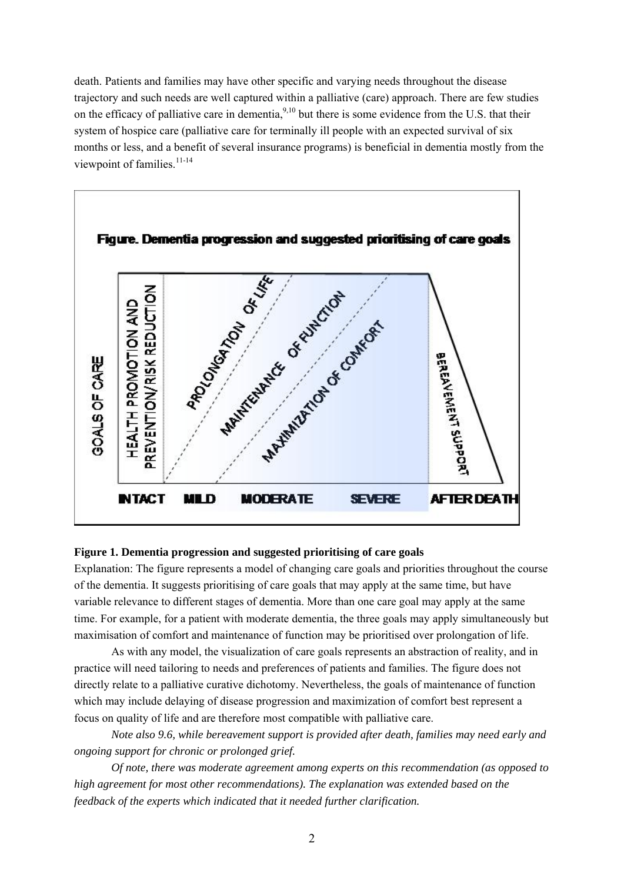death. Patients and families may have other specific and varying needs throughout the disease trajectory and such needs are well captured within a palliative (care) approach. There are few studies on the efficacy of palliative care in dementia,[9,10] but there is some evidence from the U.S. that their system of hospice care (palliative care for terminally ill people with an expected survival of six months or less, and a benefit of several insurance programs) is beneficial in dementia mostly from the viewpoint of families.[11-14]

**Figure 1. Dementia progression and suggested prioritising of care goals**

Explanation: The figure represents a model of changing care goals and priorities throughout the course of the dementia. It suggests prioritising of care goals that may apply at the same time, but have variable relevance to different stages of dementia. More than one care goal may apply at the same time. For example, for a patient with moderate dementia, the three goals may apply simultaneously but maximisation of comfort and maintenance of function may be prioritised over prolongation of life.

As with any model, the visualization of care goals represents an abstraction of reality, and in practice will need tailoring to needs and preferences of patients and families. The figure does not directly relate to a palliative curative dichotomy. Nevertheless, the goals of maintenance of function which may include delaying of disease progression and maximization of comfort best represent a focus on quality of life and are therefore most compatible with palliative care.

*Note also 9.6, while bereavement support is provided after death, families may need early and ongoing support for chronic or prolonged grief.*

*Of note, there was moderate agreement among experts on this recommendation (as opposed to high agreement for most other recommendations). The explanation was extended based on the feedback of the experts which indicated that it needed further clarification.*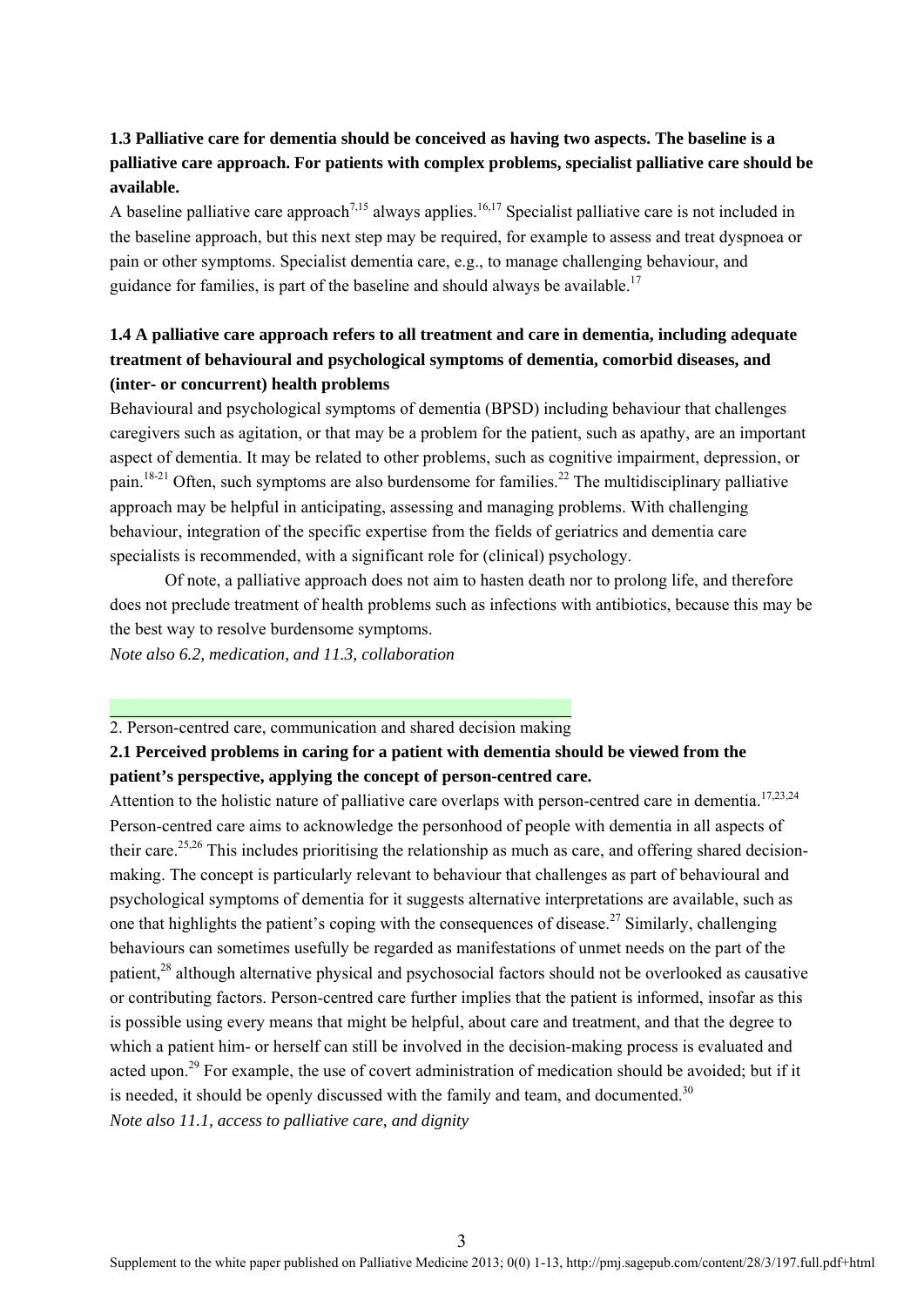**1.3 Palliative care for dementia should be conceived as having two aspects. The baseline is a palliative care approach. For patients with complex problems, specialist palliative care should be available.**

A baseline palliative care approach[7,15] always applies.[16,17] Specialist palliative care is not included in the baseline approach, but this next step may be required, for example to assess and treat dyspnoea or pain or other symptoms. Specialist dementia care, e.g., to manage challenging behaviour, and guidance for families, is part of the baseline and should always be available.[17]

**1.4 A palliative care approach refers to all treatment and care in dementia, including adequate treatment of behavioural and psychological symptoms of dementia, comorbid diseases, and (inter- or concurrent) health problems**

Behavioural and psychological symptoms of dementia (BPSD) including behaviour that challenges caregivers such as agitation, or that may be a problem for the patient, such as apathy, are an important aspect of dementia. It may be related to other problems, such as cognitive impairment, depression, or pain.[18-21] Often, such symptoms are also burdensome for families.[22] The multidisciplinary palliative approach may be helpful in anticipating, assessing and managing problems. With challenging behaviour, integration of the specific expertise from the fields of geriatrics and dementia care specialists is recommended, with a significant role for (clinical) psychology.

Of note, a palliative approach does not aim to hasten death nor to prolong life, and therefore does not preclude treatment of health problems such as infections with antibiotics, because this may be the best way to resolve burdensome symptoms.

*Note also 6.2, medication, and 11.3, collaboration*

## 2. Person-centred care, communication and shared decision making

**2.1 Perceived problems in caring for a patient with dementia should be viewed from the patient's perspective, applying the concept of person-centred care.**

Attention to the holistic nature of palliative care overlaps with person-centred care in dementia.[17,23,24] Person-centred care aims to acknowledge the personhood of people with dementia in all aspects of their care.[25,26] This includes prioritising the relationship as much as care, and offering shared decision-making. The concept is particularly relevant to behaviour that challenges as part of behavioural and psychological symptoms of dementia for it suggests alternative interpretations are available, such as one that highlights the patient's coping with the consequences of disease.[27] Similarly, challenging behaviours can sometimes usefully be regarded as manifestations of unmet needs on the part of the patient,[28] although alternative physical and psychosocial factors should not be overlooked as causative or contributing factors. Person-centred care further implies that the patient is informed, insofar as this is possible using every means that might be helpful, about care and treatment, and that the degree to which a patient him- or herself can still be involved in the decision-making process is evaluated and acted upon.[29] For example, the use of covert administration of medication should be avoided; but if it is needed, it should be openly discussed with the family and team, and documented.[30]

*Note also 11.1, access to palliative care, and dignity*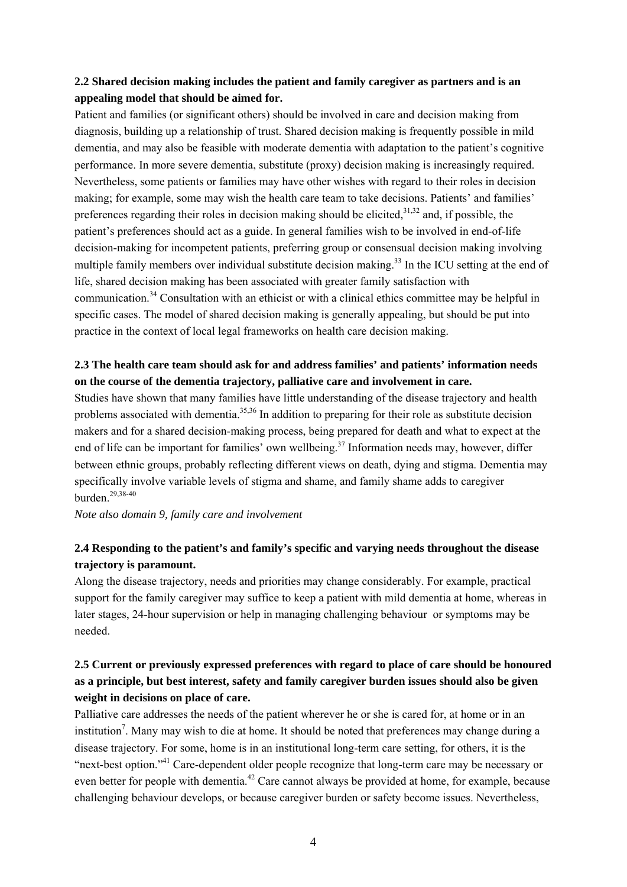**2.2 Shared decision making includes the patient and family caregiver as partners and is an appealing model that should be aimed for.**

Patient and families (or significant others) should be involved in care and decision making from diagnosis, building up a relationship of trust. Shared decision making is frequently possible in mild dementia, and may also be feasible with moderate dementia with adaptation to the patient's cognitive performance. In more severe dementia, substitute (proxy) decision making is increasingly required. Nevertheless, some patients or families may have other wishes with regard to their roles in decision making; for example, some may wish the health care team to take decisions. Patients' and families' preferences regarding their roles in decision making should be elicited,[31,32] and, if possible, the patient's preferences should act as a guide. In general families wish to be involved in end-of-life decision-making for incompetent patients, preferring group or consensual decision making involving multiple family members over individual substitute decision making.[33] In the ICU setting at the end of life, shared decision making has been associated with greater family satisfaction with communication.[34] Consultation with an ethicist or with a clinical ethics committee may be helpful in specific cases. The model of shared decision making is generally appealing, but should be put into practice in the context of local legal frameworks on health care decision making.

**2.3 The health care team should ask for and address families' and patients' information needs on the course of the dementia trajectory, palliative care and involvement in care.**

Studies have shown that many families have little understanding of the disease trajectory and health problems associated with dementia.[35,36] In addition to preparing for their role as substitute decision makers and for a shared decision-making process, being prepared for death and what to expect at the end of life can be important for families' own wellbeing.[37] Information needs may, however, differ between ethnic groups, probably reflecting different views on death, dying and stigma. Dementia may specifically involve variable levels of stigma and shame, and family shame adds to caregiver burden.[29,38-40]

*Note also domain 9, family care and involvement*

**2.4 Responding to the patient's and family's specific and varying needs throughout the disease trajectory is paramount.**

Along the disease trajectory, needs and priorities may change considerably. For example, practical support for the family caregiver may suffice to keep a patient with mild dementia at home, whereas in later stages, 24-hour supervision or help in managing challenging behaviour or symptoms may be needed.

**2.5 Current or previously expressed preferences with regard to place of care should be honoured as a principle, but best interest, safety and family caregiver burden issues should also be given weight in decisions on place of care.**

Palliative care addresses the needs of the patient wherever he or she is cared for, at home or in an institution[7]. Many may wish to die at home. It should be noted that preferences may change during a disease trajectory. For some, home is in an institutional long-term care setting, for others, it is the "next-best option."[41] Care-dependent older people recognize that long-term care may be necessary or even better for people with dementia.[42] Care cannot always be provided at home, for example, because challenging behaviour develops, or because caregiver burden or safety become issues. Nevertheless,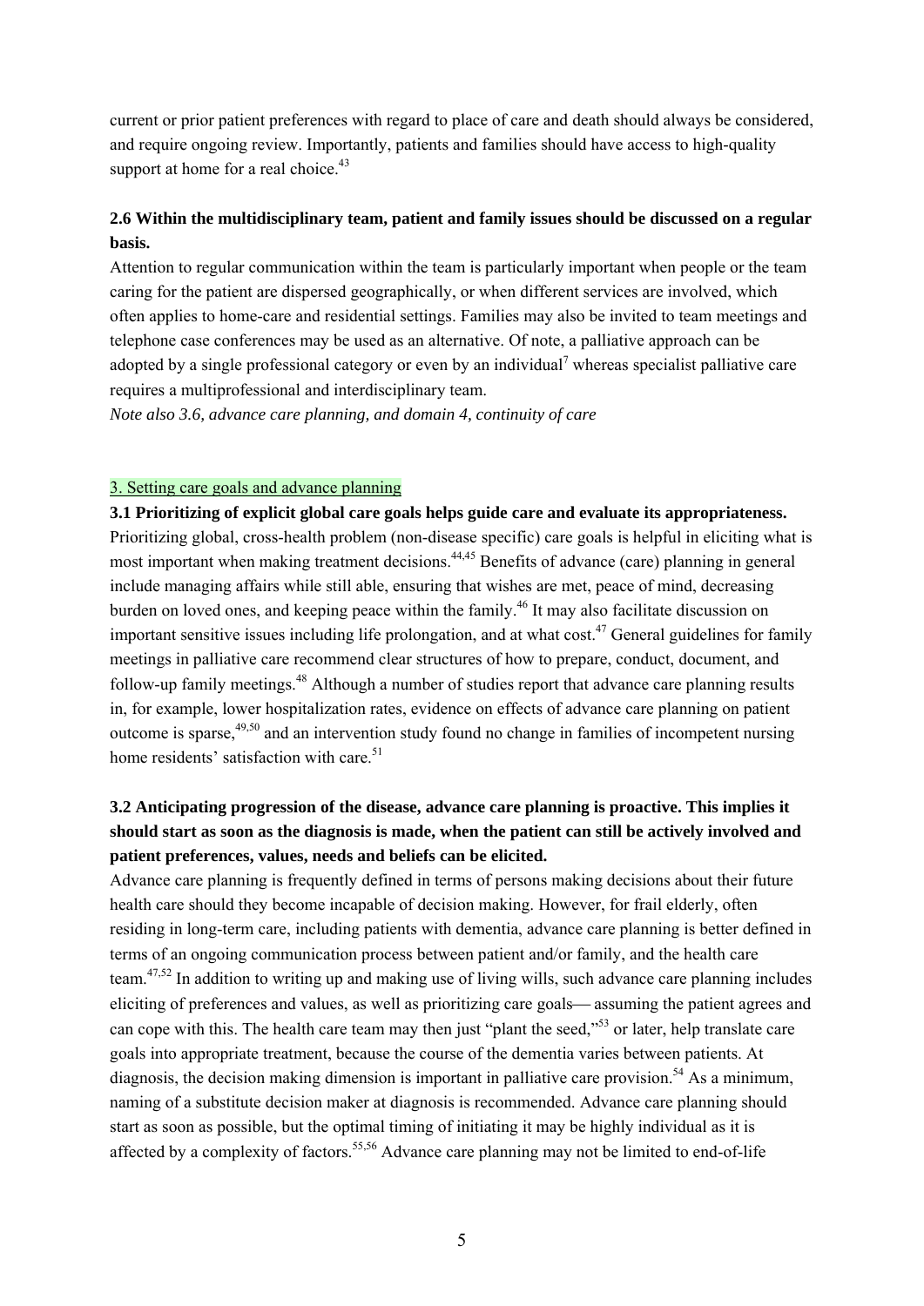current or prior patient preferences with regard to place of care and death should always be considered, and require ongoing review. Importantly, patients and families should have access to high-quality support at home for a real choice.[43]

**2.6 Within the multidisciplinary team, patient and family issues should be discussed on a regular basis.**

Attention to regular communication within the team is particularly important when people or the team caring for the patient are dispersed geographically, or when different services are involved, which often applies to home-care and residential settings. Families may also be invited to team meetings and telephone case conferences may be used as an alternative. Of note, a palliative approach can be adopted by a single professional category or even by an individual[7] whereas specialist palliative care requires a multiprofessional and interdisciplinary team.

*Note also 3.6, advance care planning, and domain 4, continuity of care*

## 3. Setting care goals and advance planning

**3.1 Prioritizing of explicit global care goals helps guide care and evaluate its appropriateness.**

Prioritizing global, cross-health problem (non-disease specific) care goals is helpful in eliciting what is most important when making treatment decisions.[44,45] Benefits of advance (care) planning in general include managing affairs while still able, ensuring that wishes are met, peace of mind, decreasing burden on loved ones, and keeping peace within the family.[46] It may also facilitate discussion on important sensitive issues including life prolongation, and at what cost.[47] General guidelines for family meetings in palliative care recommend clear structures of how to prepare, conduct, document, and follow-up family meetings.[48] Although a number of studies report that advance care planning results in, for example, lower hospitalization rates, evidence on effects of advance care planning on patient outcome is sparse,[49,50] and an intervention study found no change in families of incompetent nursing home residents' satisfaction with care.[51]

**3.2 Anticipating progression of the disease, advance care planning is proactive. This implies it should start as soon as the diagnosis is made, when the patient can still be actively involved and patient preferences, values, needs and beliefs can be elicited.**

Advance care planning is frequently defined in terms of persons making decisions about their future health care should they become incapable of decision making. However, for frail elderly, often residing in long-term care, including patients with dementia, advance care planning is better defined in terms of an ongoing communication process between patient and/or family, and the health care team.[47,52] In addition to writing up and making use of living wills, such advance care planning includes eliciting of preferences and values, as well as prioritizing care goals— assuming the patient agrees and can cope with this. The health care team may then just "plant the seed,"[53] or later, help translate care goals into appropriate treatment, because the course of the dementia varies between patients. At diagnosis, the decision making dimension is important in palliative care provision.[54] As a minimum, naming of a substitute decision maker at diagnosis is recommended. Advance care planning should start as soon as possible, but the optimal timing of initiating it may be highly individual as it is affected by a complexity of factors.[55,56] Advance care planning may not be limited to end-of-life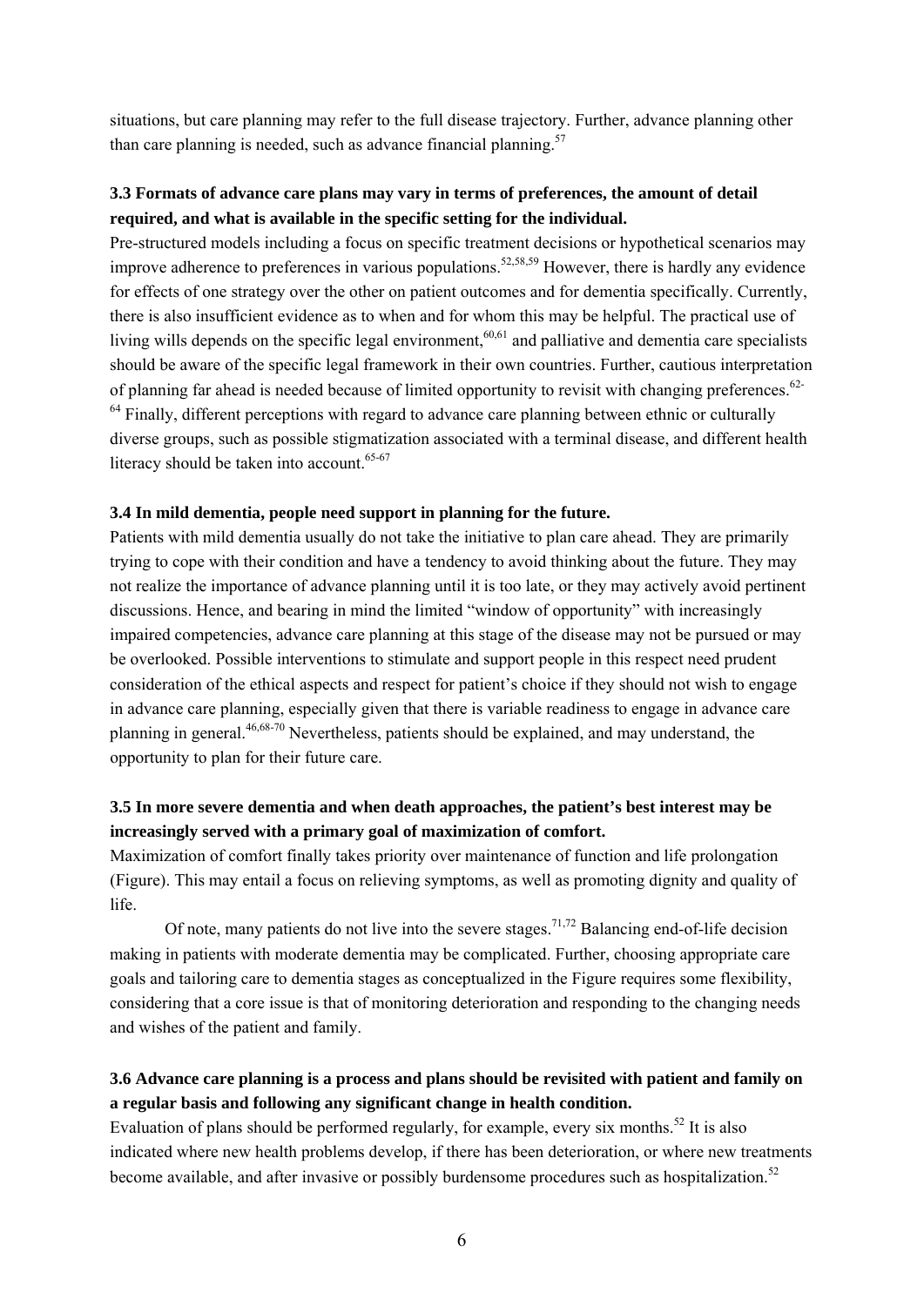situations, but care planning may refer to the full disease trajectory. Further, advance planning other than care planning is needed, such as advance financial planning.[57]

### 3.3 Formats of advance care plans may vary in terms of preferences, the amount of detail required, and what is available in the specific setting for the individual.

Pre-structured models including a focus on specific treatment decisions or hypothetical scenarios may improve adherence to preferences in various populations.[52,58,59] However, there is hardly any evidence for effects of one strategy over the other on patient outcomes and for dementia specifically. Currently, there is also insufficient evidence as to when and for whom this may be helpful. The practical use of living wills depends on the specific legal environment,[60,61] and palliative and dementia care specialists should be aware of the specific legal framework in their own countries. Further, cautious interpretation of planning far ahead is needed because of limited opportunity to revisit with changing preferences.[62-64] Finally, different perceptions with regard to advance care planning between ethnic or culturally diverse groups, such as possible stigmatization associated with a terminal disease, and different health literacy should be taken into account.[65-67]

### 3.4 In mild dementia, people need support in planning for the future.

Patients with mild dementia usually do not take the initiative to plan care ahead. They are primarily trying to cope with their condition and have a tendency to avoid thinking about the future. They may not realize the importance of advance planning until it is too late, or they may actively avoid pertinent discussions. Hence, and bearing in mind the limited "window of opportunity" with increasingly impaired competencies, advance care planning at this stage of the disease may not be pursued or may be overlooked. Possible interventions to stimulate and support people in this respect need prudent consideration of the ethical aspects and respect for patient's choice if they should not wish to engage in advance care planning, especially given that there is variable readiness to engage in advance care planning in general.[46,68-70] Nevertheless, patients should be explained, and may understand, the opportunity to plan for their future care.

### 3.5 In more severe dementia and when death approaches, the patient's best interest may be increasingly served with a primary goal of maximization of comfort.

Maximization of comfort finally takes priority over maintenance of function and life prolongation (Figure). This may entail a focus on relieving symptoms, as well as promoting dignity and quality of life.

Of note, many patients do not live into the severe stages.[71,72] Balancing end-of-life decision making in patients with moderate dementia may be complicated. Further, choosing appropriate care goals and tailoring care to dementia stages as conceptualized in the Figure requires some flexibility, considering that a core issue is that of monitoring deterioration and responding to the changing needs and wishes of the patient and family.

### 3.6 Advance care planning is a process and plans should be revisited with patient and family on a regular basis and following any significant change in health condition.

Evaluation of plans should be performed regularly, for example, every six months.[52] It is also indicated where new health problems develop, if there has been deterioration, or where new treatments become available, and after invasive or possibly burdensome procedures such as hospitalization.[52]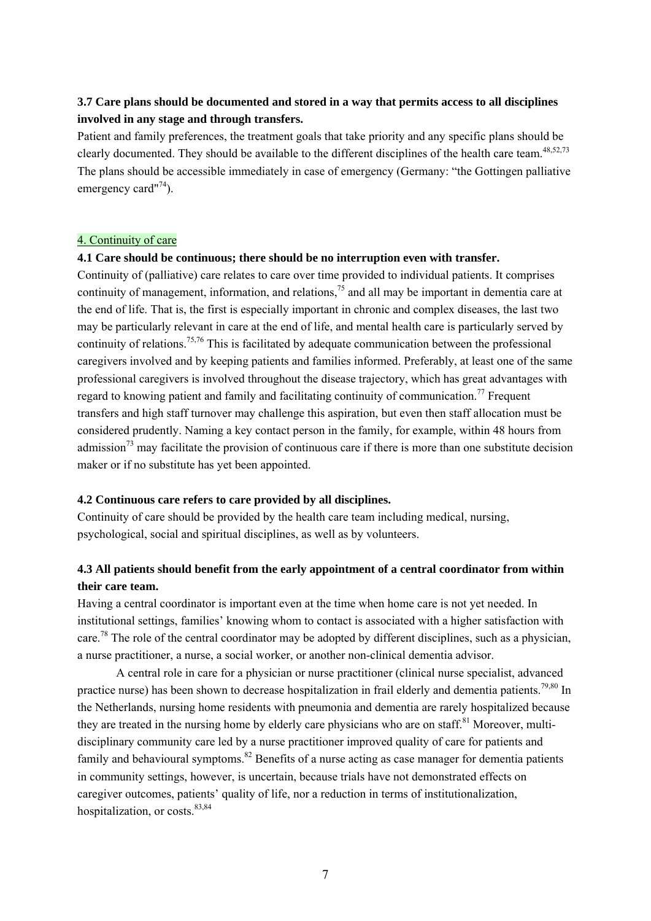**3.7 Care plans should be documented and stored in a way that permits access to all disciplines involved in any stage and through transfers.**

Patient and family preferences, the treatment goals that take priority and any specific plans should be clearly documented. They should be available to the different disciplines of the health care team.[48,52,73] The plans should be accessible immediately in case of emergency (Germany: “the Gottingen palliative emergency card"[74]).

## 4. Continuity of care

**4.1 Care should be continuous; there should be no interruption even with transfer.**

Continuity of (palliative) care relates to care over time provided to individual patients. It comprises continuity of management, information, and relations,[75] and all may be important in dementia care at the end of life. That is, the first is especially important in chronic and complex diseases, the last two may be particularly relevant in care at the end of life, and mental health care is particularly served by continuity of relations.[75,76] This is facilitated by adequate communication between the professional caregivers involved and by keeping patients and families informed. Preferably, at least one of the same professional caregivers is involved throughout the disease trajectory, which has great advantages with regard to knowing patient and family and facilitating continuity of communication.[77] Frequent transfers and high staff turnover may challenge this aspiration, but even then staff allocation must be considered prudently. Naming a key contact person in the family, for example, within 48 hours from admission[73] may facilitate the provision of continuous care if there is more than one substitute decision maker or if no substitute has yet been appointed.

**4.2 Continuous care refers to care provided by all disciplines.**

Continuity of care should be provided by the health care team including medical, nursing, psychological, social and spiritual disciplines, as well as by volunteers.

**4.3 All patients should benefit from the early appointment of a central coordinator from within their care team.**

Having a central coordinator is important even at the time when home care is not yet needed. In institutional settings, families' knowing whom to contact is associated with a higher satisfaction with care.[78] The role of the central coordinator may be adopted by different disciplines, such as a physician, a nurse practitioner, a nurse, a social worker, or another non-clinical dementia advisor.

A central role in care for a physician or nurse practitioner (clinical nurse specialist, advanced practice nurse) has been shown to decrease hospitalization in frail elderly and dementia patients.[79,80] In the Netherlands, nursing home residents with pneumonia and dementia are rarely hospitalized because they are treated in the nursing home by elderly care physicians who are on staff.[81] Moreover, multi-disciplinary community care led by a nurse practitioner improved quality of care for patients and family and behavioural symptoms.[82] Benefits of a nurse acting as case manager for dementia patients in community settings, however, is uncertain, because trials have not demonstrated effects on caregiver outcomes, patients' quality of life, nor a reduction in terms of institutionalization, hospitalization, or costs.[83,84]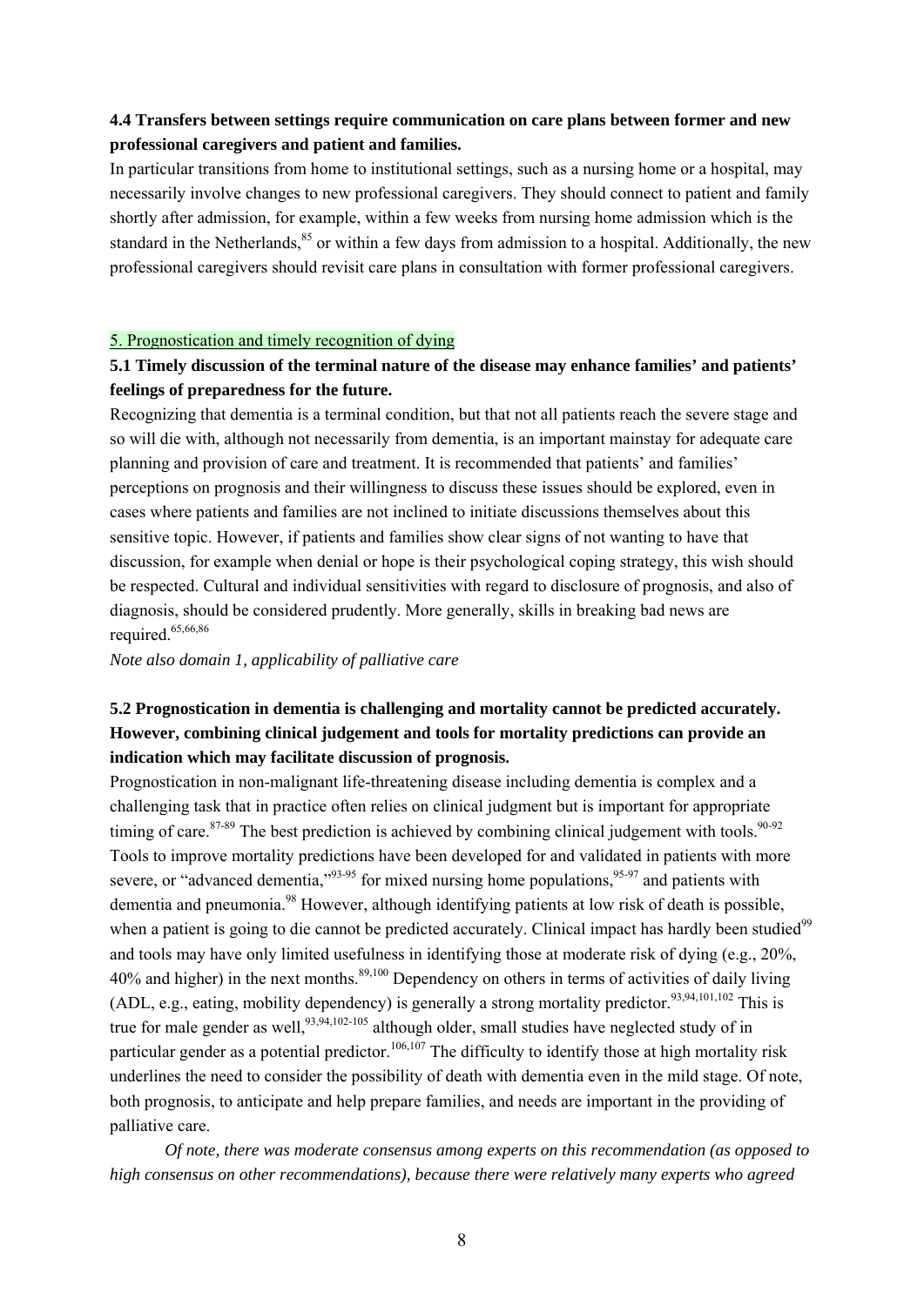**4.4 Transfers between settings require communication on care plans between former and new professional caregivers and patient and families.**

In particular transitions from home to institutional settings, such as a nursing home or a hospital, may necessarily involve changes to new professional caregivers. They should connect to patient and family shortly after admission, for example, within a few weeks from nursing home admission which is the standard in the Netherlands,[85] or within a few days from admission to a hospital. Additionally, the new professional caregivers should revisit care plans in consultation with former professional caregivers.

## 5. Prognostication and timely recognition of dying

**5.1 Timely discussion of the terminal nature of the disease may enhance families' and patients' feelings of preparedness for the future.**

Recognizing that dementia is a terminal condition, but that not all patients reach the severe stage and so will die with, although not necessarily from dementia, is an important mainstay for adequate care planning and provision of care and treatment. It is recommended that patients' and families' perceptions on prognosis and their willingness to discuss these issues should be explored, even in cases where patients and families are not inclined to initiate discussions themselves about this sensitive topic. However, if patients and families show clear signs of not wanting to have that discussion, for example when denial or hope is their psychological coping strategy, this wish should be respected. Cultural and individual sensitivities with regard to disclosure of prognosis, and also of diagnosis, should be considered prudently. More generally, skills in breaking bad news are required.[65,66,86]

*Note also domain 1, applicability of palliative care*

**5.2 Prognostication in dementia is challenging and mortality cannot be predicted accurately. However, combining clinical judgement and tools for mortality predictions can provide an indication which may facilitate discussion of prognosis.**

Prognostication in non-malignant life-threatening disease including dementia is complex and a challenging task that in practice often relies on clinical judgment but is important for appropriate timing of care.[87-89] The best prediction is achieved by combining clinical judgement with tools.[90-92] Tools to improve mortality predictions have been developed for and validated in patients with more severe, or "advanced dementia,"[93-95] for mixed nursing home populations,[95-97] and patients with dementia and pneumonia.[98] However, although identifying patients at low risk of death is possible, when a patient is going to die cannot be predicted accurately. Clinical impact has hardly been studied[99] and tools may have only limited usefulness in identifying those at moderate risk of dying (e.g., 20%, 40% and higher) in the next months.[89,100] Dependency on others in terms of activities of daily living (ADL, e.g., eating, mobility dependency) is generally a strong mortality predictor.[93,94,101,102] This is true for male gender as well,[93,94,102-105] although older, small studies have neglected study of in particular gender as a potential predictor.[106,107] The difficulty to identify those at high mortality risk underlines the need to consider the possibility of death with dementia even in the mild stage. Of note, both prognosis, to anticipate and help prepare families, and needs are important in the providing of palliative care.

*Of note, there was moderate consensus among experts on this recommendation (as opposed to high consensus on other recommendations), because there were relatively many experts who agreed*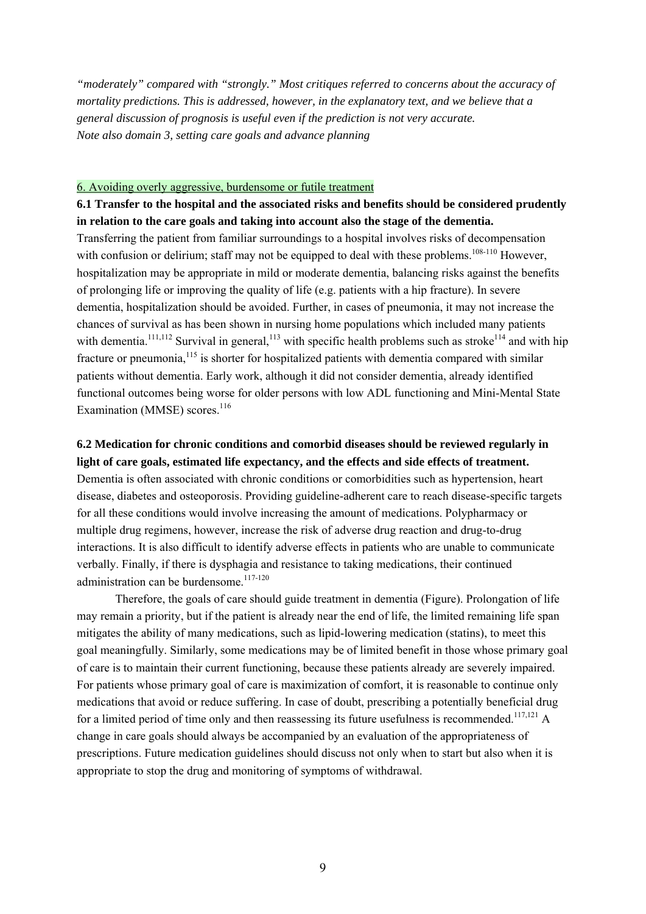*"moderately" compared with "strongly." Most critiques referred to concerns about the accuracy of mortality predictions. This is addressed, however, in the explanatory text, and we believe that a general discussion of prognosis is useful even if the prediction is not very accurate.*
*Note also domain 3, setting care goals and advance planning*

## 6. Avoiding overly aggressive, burdensome or futile treatment

**6.1 Transfer to the hospital and the associated risks and benefits should be considered prudently in relation to the care goals and taking into account also the stage of the dementia.**

Transferring the patient from familiar surroundings to a hospital involves risks of decompensation with confusion or delirium; staff may not be equipped to deal with these problems.[108-110] However, hospitalization may be appropriate in mild or moderate dementia, balancing risks against the benefits of prolonging life or improving the quality of life (e.g. patients with a hip fracture). In severe dementia, hospitalization should be avoided. Further, in cases of pneumonia, it may not increase the chances of survival as has been shown in nursing home populations which included many patients with dementia.[111,112] Survival in general,[113] with specific health problems such as stroke[114] and with hip fracture or pneumonia,[115] is shorter for hospitalized patients with dementia compared with similar patients without dementia. Early work, although it did not consider dementia, already identified functional outcomes being worse for older persons with low ADL functioning and Mini-Mental State Examination (MMSE) scores.[116]

**6.2 Medication for chronic conditions and comorbid diseases should be reviewed regularly in light of care goals, estimated life expectancy, and the effects and side effects of treatment.**

Dementia is often associated with chronic conditions or comorbidities such as hypertension, heart disease, diabetes and osteoporosis. Providing guideline-adherent care to reach disease-specific targets for all these conditions would involve increasing the amount of medications. Polypharmacy or multiple drug regimens, however, increase the risk of adverse drug reaction and drug-to-drug interactions. It is also difficult to identify adverse effects in patients who are unable to communicate verbally. Finally, if there is dysphagia and resistance to taking medications, their continued administration can be burdensome.[117-120]

Therefore, the goals of care should guide treatment in dementia (Figure). Prolongation of life may remain a priority, but if the patient is already near the end of life, the limited remaining life span mitigates the ability of many medications, such as lipid-lowering medication (statins), to meet this goal meaningfully. Similarly, some medications may be of limited benefit in those whose primary goal of care is to maintain their current functioning, because these patients already are severely impaired. For patients whose primary goal of care is maximization of comfort, it is reasonable to continue only medications that avoid or reduce suffering. In case of doubt, prescribing a potentially beneficial drug for a limited period of time only and then reassessing its future usefulness is recommended.[117,121] A change in care goals should always be accompanied by an evaluation of the appropriateness of prescriptions. Future medication guidelines should discuss not only when to start but also when it is appropriate to stop the drug and monitoring of symptoms of withdrawal.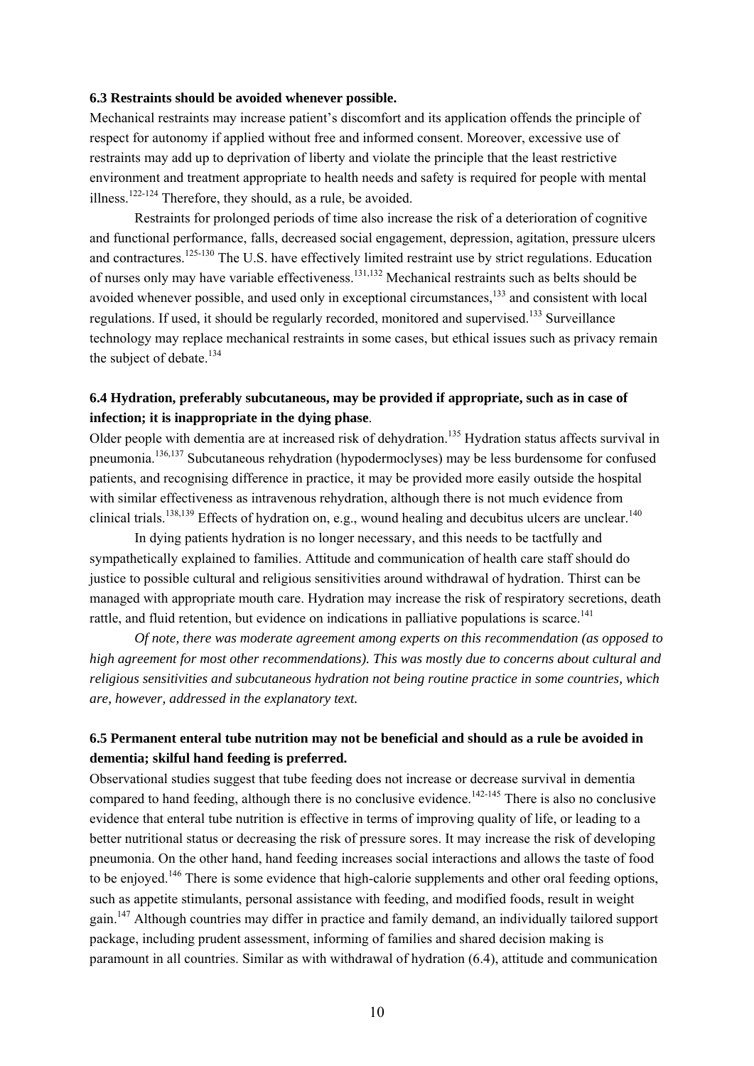**6.3 Restraints should be avoided whenever possible.**

Mechanical restraints may increase patient's discomfort and its application offends the principle of respect for autonomy if applied without free and informed consent. Moreover, excessive use of restraints may add up to deprivation of liberty and violate the principle that the least restrictive environment and treatment appropriate to health needs and safety is required for people with mental illness.[122-124] Therefore, they should, as a rule, be avoided.

Restraints for prolonged periods of time also increase the risk of a deterioration of cognitive and functional performance, falls, decreased social engagement, depression, agitation, pressure ulcers and contractures.[125-130] The U.S. have effectively limited restraint use by strict regulations. Education of nurses only may have variable effectiveness.[131,132] Mechanical restraints such as belts should be avoided whenever possible, and used only in exceptional circumstances,[133] and consistent with local regulations. If used, it should be regularly recorded, monitored and supervised.[133] Surveillance technology may replace mechanical restraints in some cases, but ethical issues such as privacy remain the subject of debate.[134]

**6.4 Hydration, preferably subcutaneous, may be provided if appropriate, such as in case of infection; it is inappropriate in the dying phase**.

Older people with dementia are at increased risk of dehydration.[135] Hydration status affects survival in pneumonia.[136,137] Subcutaneous rehydration (hypodermoclyses) may be less burdensome for confused patients, and recognising difference in practice, it may be provided more easily outside the hospital with similar effectiveness as intravenous rehydration, although there is not much evidence from clinical trials.[138,139] Effects of hydration on, e.g., wound healing and decubitus ulcers are unclear.[140]

In dying patients hydration is no longer necessary, and this needs to be tactfully and sympathetically explained to families. Attitude and communication of health care staff should do justice to possible cultural and religious sensitivities around withdrawal of hydration. Thirst can be managed with appropriate mouth care. Hydration may increase the risk of respiratory secretions, death rattle, and fluid retention, but evidence on indications in palliative populations is scarce.[141]

*Of note, there was moderate agreement among experts on this recommendation (as opposed to high agreement for most other recommendations). This was mostly due to concerns about cultural and religious sensitivities and subcutaneous hydration not being routine practice in some countries, which are, however, addressed in the explanatory text.*

**6.5 Permanent enteral tube nutrition may not be beneficial and should as a rule be avoided in dementia; skilful hand feeding is preferred.**

Observational studies suggest that tube feeding does not increase or decrease survival in dementia compared to hand feeding, although there is no conclusive evidence.[142-145] There is also no conclusive evidence that enteral tube nutrition is effective in terms of improving quality of life, or leading to a better nutritional status or decreasing the risk of pressure sores. It may increase the risk of developing pneumonia. On the other hand, hand feeding increases social interactions and allows the taste of food to be enjoyed.[146] There is some evidence that high-calorie supplements and other oral feeding options, such as appetite stimulants, personal assistance with feeding, and modified foods, result in weight gain.[147] Although countries may differ in practice and family demand, an individually tailored support package, including prudent assessment, informing of families and shared decision making is paramount in all countries. Similar as with withdrawal of hydration (6.4), attitude and communication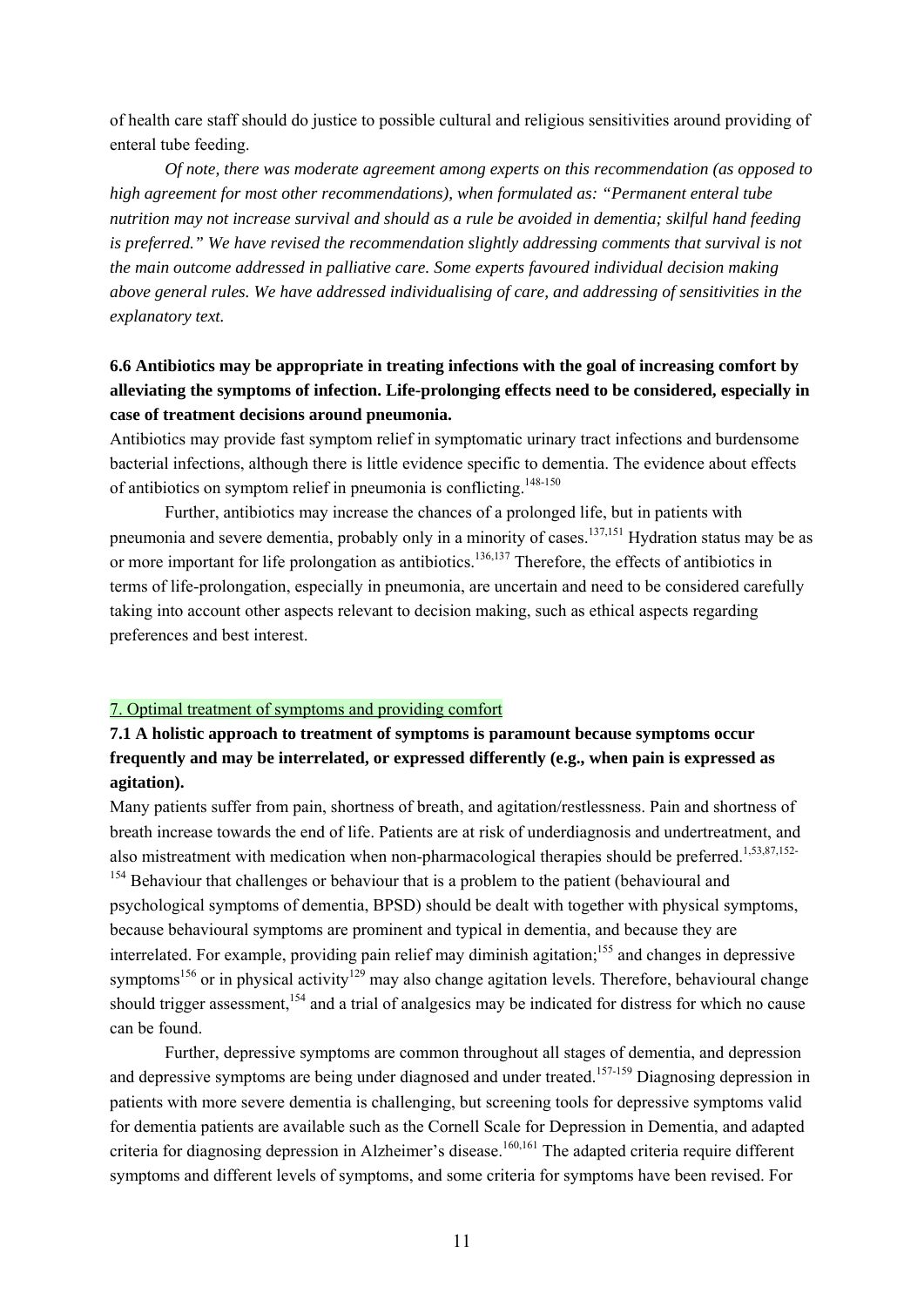of health care staff should do justice to possible cultural and religious sensitivities around providing of enteral tube feeding.

*Of note, there was moderate agreement among experts on this recommendation (as opposed to high agreement for most other recommendations), when formulated as: "Permanent enteral tube nutrition may not increase survival and should as a rule be avoided in dementia; skilful hand feeding is preferred." We have revised the recommendation slightly addressing comments that survival is not the main outcome addressed in palliative care. Some experts favoured individual decision making above general rules. We have addressed individualising of care, and addressing of sensitivities in the explanatory text.*

**6.6 Antibiotics may be appropriate in treating infections with the goal of increasing comfort by alleviating the symptoms of infection. Life-prolonging effects need to be considered, especially in case of treatment decisions around pneumonia.**

Antibiotics may provide fast symptom relief in symptomatic urinary tract infections and burdensome bacterial infections, although there is little evidence specific to dementia. The evidence about effects of antibiotics on symptom relief in pneumonia is conflicting.[148-150]

Further, antibiotics may increase the chances of a prolonged life, but in patients with pneumonia and severe dementia, probably only in a minority of cases.[137,151] Hydration status may be as or more important for life prolongation as antibiotics.[136,137] Therefore, the effects of antibiotics in terms of life-prolongation, especially in pneumonia, are uncertain and need to be considered carefully taking into account other aspects relevant to decision making, such as ethical aspects regarding preferences and best interest.

## 7. Optimal treatment of symptoms and providing comfort

**7.1 A holistic approach to treatment of symptoms is paramount because symptoms occur frequently and may be interrelated, or expressed differently (e.g., when pain is expressed as agitation).**

Many patients suffer from pain, shortness of breath, and agitation/restlessness. Pain and shortness of breath increase towards the end of life. Patients are at risk of underdiagnosis and undertreatment, and also mistreatment with medication when non-pharmacological therapies should be preferred.[1,53,87,152-154] Behaviour that challenges or behaviour that is a problem to the patient (behavioural and psychological symptoms of dementia, BPSD) should be dealt with together with physical symptoms, because behavioural symptoms are prominent and typical in dementia, and because they are interrelated. For example, providing pain relief may diminish agitation;[155] and changes in depressive symptoms[156] or in physical activity[129] may also change agitation levels. Therefore, behavioural change should trigger assessment,[154] and a trial of analgesics may be indicated for distress for which no cause can be found.

Further, depressive symptoms are common throughout all stages of dementia, and depression and depressive symptoms are being under diagnosed and under treated.[157-159] Diagnosing depression in patients with more severe dementia is challenging, but screening tools for depressive symptoms valid for dementia patients are available such as the Cornell Scale for Depression in Dementia, and adapted criteria for diagnosing depression in Alzheimer's disease.[160,161] The adapted criteria require different symptoms and different levels of symptoms, and some criteria for symptoms have been revised. For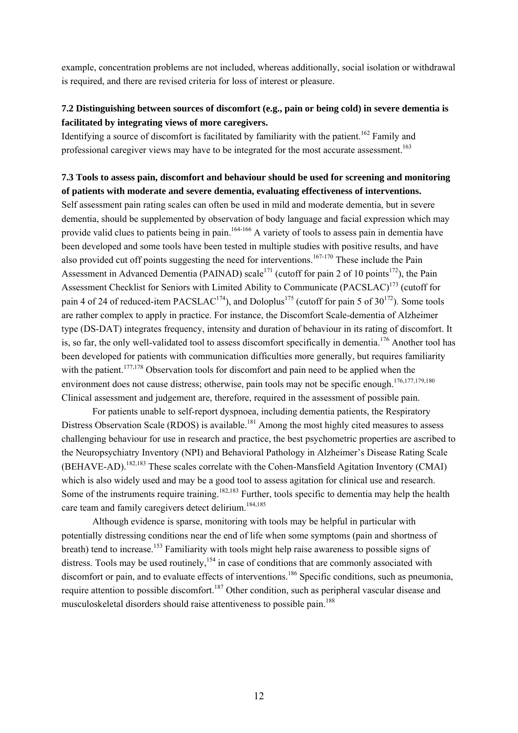example, concentration problems are not included, whereas additionally, social isolation or withdrawal is required, and there are revised criteria for loss of interest or pleasure.

### 7.2 Distinguishing between sources of discomfort (e.g., pain or being cold) in severe dementia is facilitated by integrating views of more caregivers.

Identifying a source of discomfort is facilitated by familiarity with the patient.[162] Family and professional caregiver views may have to be integrated for the most accurate assessment.[163]

### 7.3 Tools to assess pain, discomfort and behaviour should be used for screening and monitoring of patients with moderate and severe dementia, evaluating effectiveness of interventions.

Self assessment pain rating scales can often be used in mild and moderate dementia, but in severe dementia, should be supplemented by observation of body language and facial expression which may provide valid clues to patients being in pain.[164-166] A variety of tools to assess pain in dementia have been developed and some tools have been tested in multiple studies with positive results, and have also provided cut off points suggesting the need for interventions.[167-170] These include the Pain Assessment in Advanced Dementia (PAINAD) scale[171] (cutoff for pain 2 of 10 points[172]), the Pain Assessment Checklist for Seniors with Limited Ability to Communicate (PACSLAC)[173] (cutoff for pain 4 of 24 of reduced-item PACSLAC[174]), and Doloplus[175] (cutoff for pain 5 of 30[172]). Some tools are rather complex to apply in practice. For instance, the Discomfort Scale-dementia of Alzheimer type (DS-DAT) integrates frequency, intensity and duration of behaviour in its rating of discomfort. It is, so far, the only well-validated tool to assess discomfort specifically in dementia.[176] Another tool has been developed for patients with communication difficulties more generally, but requires familiarity with the patient.[177,178] Observation tools for discomfort and pain need to be applied when the environment does not cause distress; otherwise, pain tools may not be specific enough.[176,177,179,180] Clinical assessment and judgement are, therefore, required in the assessment of possible pain.

For patients unable to self-report dyspnoea, including dementia patients, the Respiratory Distress Observation Scale (RDOS) is available.[181] Among the most highly cited measures to assess challenging behaviour for use in research and practice, the best psychometric properties are ascribed to the Neuropsychiatry Inventory (NPI) and Behavioral Pathology in Alzheimer's Disease Rating Scale (BEHAVE-AD).[182,183] These scales correlate with the Cohen-Mansfield Agitation Inventory (CMAI) which is also widely used and may be a good tool to assess agitation for clinical use and research. Some of the instruments require training.[182,183] Further, tools specific to dementia may help the health care team and family caregivers detect delirium.[184,185]

Although evidence is sparse, monitoring with tools may be helpful in particular with potentially distressing conditions near the end of life when some symptoms (pain and shortness of breath) tend to increase.[153] Familiarity with tools might help raise awareness to possible signs of distress. Tools may be used routinely,[154] in case of conditions that are commonly associated with discomfort or pain, and to evaluate effects of interventions.[186] Specific conditions, such as pneumonia, require attention to possible discomfort.[187] Other condition, such as peripheral vascular disease and musculoskeletal disorders should raise attentiveness to possible pain.[188]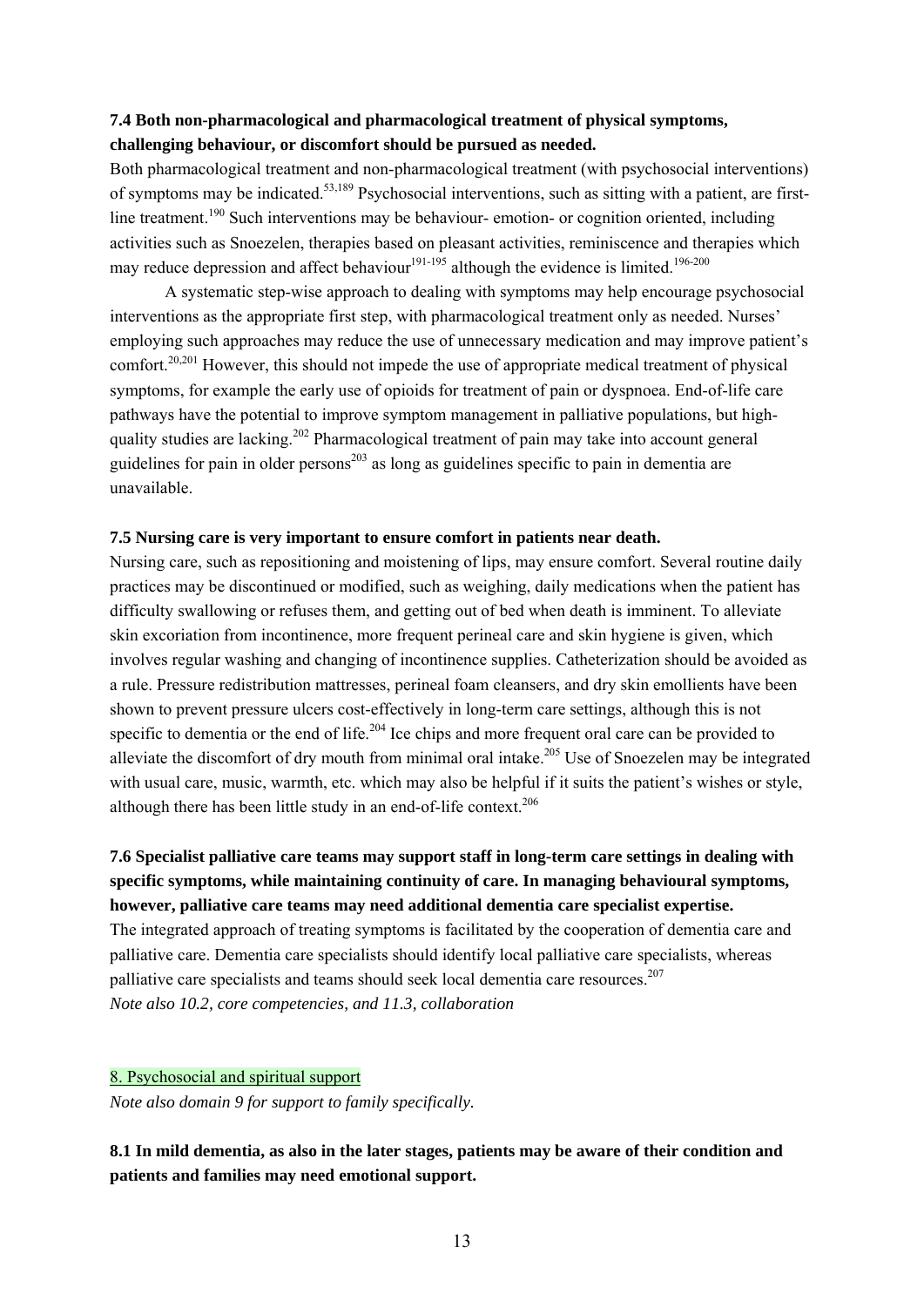**7.4 Both non-pharmacological and pharmacological treatment of physical symptoms, challenging behaviour, or discomfort should be pursued as needed.**

Both pharmacological treatment and non-pharmacological treatment (with psychosocial interventions) of symptoms may be indicated.[53,189] Psychosocial interventions, such as sitting with a patient, are first-line treatment.[190] Such interventions may be behaviour- emotion- or cognition oriented, including activities such as Snoezelen, therapies based on pleasant activities, reminiscence and therapies which may reduce depression and affect behaviour[191-195] although the evidence is limited.[196-200]

A systematic step-wise approach to dealing with symptoms may help encourage psychosocial interventions as the appropriate first step, with pharmacological treatment only as needed. Nurses' employing such approaches may reduce the use of unnecessary medication and may improve patient's comfort.[20,201] However, this should not impede the use of appropriate medical treatment of physical symptoms, for example the early use of opioids for treatment of pain or dyspnoea. End-of-life care pathways have the potential to improve symptom management in palliative populations, but high-quality studies are lacking.[202] Pharmacological treatment of pain may take into account general guidelines for pain in older persons[203] as long as guidelines specific to pain in dementia are unavailable.

**7.5 Nursing care is very important to ensure comfort in patients near death.**

Nursing care, such as repositioning and moistening of lips, may ensure comfort. Several routine daily practices may be discontinued or modified, such as weighing, daily medications when the patient has difficulty swallowing or refuses them, and getting out of bed when death is imminent. To alleviate skin excoriation from incontinence, more frequent perineal care and skin hygiene is given, which involves regular washing and changing of incontinence supplies. Catheterization should be avoided as a rule. Pressure redistribution mattresses, perineal foam cleansers, and dry skin emollients have been shown to prevent pressure ulcers cost-effectively in long-term care settings, although this is not specific to dementia or the end of life.[204] Ice chips and more frequent oral care can be provided to alleviate the discomfort of dry mouth from minimal oral intake.[205] Use of Snoezelen may be integrated with usual care, music, warmth, etc. which may also be helpful if it suits the patient's wishes or style, although there has been little study in an end-of-life context.[206]

**7.6 Specialist palliative care teams may support staff in long-term care settings in dealing with specific symptoms, while maintaining continuity of care. In managing behavioural symptoms, however, palliative care teams may need additional dementia care specialist expertise.**

The integrated approach of treating symptoms is facilitated by the cooperation of dementia care and palliative care. Dementia care specialists should identify local palliative care specialists, whereas palliative care specialists and teams should seek local dementia care resources.[207]

*Note also 10.2, core competencies, and 11.3, collaboration*

## 8. Psychosocial and spiritual support

*Note also domain 9 for support to family specifically.*

**8.1 In mild dementia, as also in the later stages, patients may be aware of their condition and patients and families may need emotional support.**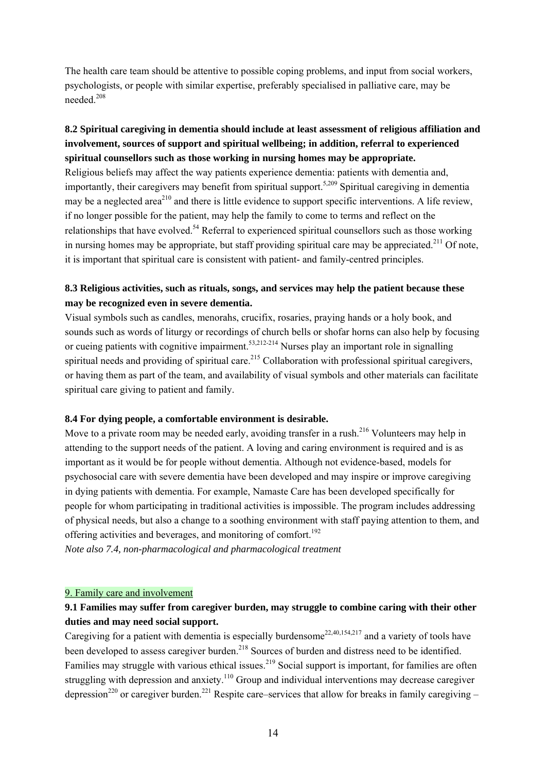The health care team should be attentive to possible coping problems, and input from social workers, psychologists, or people with similar expertise, preferably specialised in palliative care, may be needed.[208]

**8.2 Spiritual caregiving in dementia should include at least assessment of religious affiliation and involvement, sources of support and spiritual wellbeing; in addition, referral to experienced spiritual counsellors such as those working in nursing homes may be appropriate.**

Religious beliefs may affect the way patients experience dementia: patients with dementia and, importantly, their caregivers may benefit from spiritual support.[5,209] Spiritual caregiving in dementia may be a neglected area[210] and there is little evidence to support specific interventions. A life review, if no longer possible for the patient, may help the family to come to terms and reflect on the relationships that have evolved.[54] Referral to experienced spiritual counsellors such as those working in nursing homes may be appropriate, but staff providing spiritual care may be appreciated.[211] Of note, it is important that spiritual care is consistent with patient- and family-centred principles.

**8.3 Religious activities, such as rituals, songs, and services may help the patient because these may be recognized even in severe dementia.**

Visual symbols such as candles, menorahs, crucifix, rosaries, praying hands or a holy book, and sounds such as words of liturgy or recordings of church bells or shofar horns can also help by focusing or cueing patients with cognitive impairment.[53,212-214] Nurses play an important role in signalling spiritual needs and providing of spiritual care.[215] Collaboration with professional spiritual caregivers, or having them as part of the team, and availability of visual symbols and other materials can facilitate spiritual care giving to patient and family.

**8.4 For dying people, a comfortable environment is desirable.**

Move to a private room may be needed early, avoiding transfer in a rush.[216] Volunteers may help in attending to the support needs of the patient. A loving and caring environment is required and is as important as it would be for people without dementia. Although not evidence-based, models for psychosocial care with severe dementia have been developed and may inspire or improve caregiving in dying patients with dementia. For example, Namaste Care has been developed specifically for people for whom participating in traditional activities is impossible. The program includes addressing of physical needs, but also a change to a soothing environment with staff paying attention to them, and offering activities and beverages, and monitoring of comfort.[192]

*Note also 7.4, non-pharmacological and pharmacological treatment*

## 9. Family care and involvement

**9.1 Families may suffer from caregiver burden, may struggle to combine caring with their other duties and may need social support.**

Caregiving for a patient with dementia is especially burdensome[22,40,154,217] and a variety of tools have been developed to assess caregiver burden.[218] Sources of burden and distress need to be identified. Families may struggle with various ethical issues.[219] Social support is important, for families are often struggling with depression and anxiety.[110] Group and individual interventions may decrease caregiver depression[220] or caregiver burden.[221] Respite care–services that allow for breaks in family caregiving –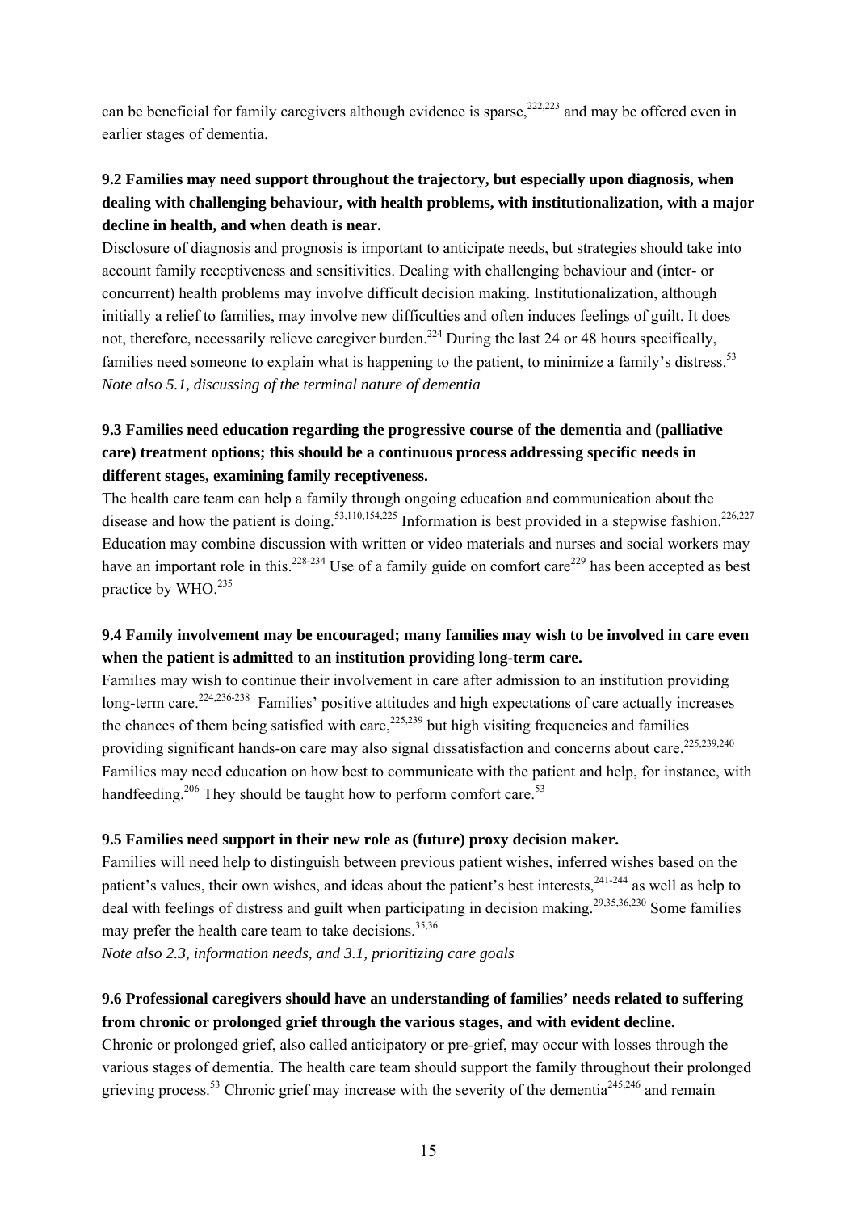can be beneficial for family caregivers although evidence is sparse,[222,223] and may be offered even in earlier stages of dementia.

**9.2 Families may need support throughout the trajectory, but especially upon diagnosis, when dealing with challenging behaviour, with health problems, with institutionalization, with a major decline in health, and when death is near.**

Disclosure of diagnosis and prognosis is important to anticipate needs, but strategies should take into account family receptiveness and sensitivities. Dealing with challenging behaviour and (inter- or concurrent) health problems may involve difficult decision making. Institutionalization, although initially a relief to families, may involve new difficulties and often induces feelings of guilt. It does not, therefore, necessarily relieve caregiver burden.[224] During the last 24 or 48 hours specifically, families need someone to explain what is happening to the patient, to minimize a family's distress.[53]

*Note also 5.1, discussing of the terminal nature of dementia*

**9.3 Families need education regarding the progressive course of the dementia and (palliative care) treatment options; this should be a continuous process addressing specific needs in different stages, examining family receptiveness.**

The health care team can help a family through ongoing education and communication about the disease and how the patient is doing.[53,110,154,225] Information is best provided in a stepwise fashion.[226,227] Education may combine discussion with written or video materials and nurses and social workers may have an important role in this.[228-234] Use of a family guide on comfort care[229] has been accepted as best practice by WHO.[235]

**9.4 Family involvement may be encouraged; many families may wish to be involved in care even when the patient is admitted to an institution providing long-term care.**

Families may wish to continue their involvement in care after admission to an institution providing long-term care.[224,236-238] Families' positive attitudes and high expectations of care actually increases the chances of them being satisfied with care,[225,239] but high visiting frequencies and families providing significant hands-on care may also signal dissatisfaction and concerns about care.[225,239,240] Families may need education on how best to communicate with the patient and help, for instance, with handfeeding.[206] They should be taught how to perform comfort care.[53]

**9.5 Families need support in their new role as (future) proxy decision maker.**

Families will need help to distinguish between previous patient wishes, inferred wishes based on the patient's values, their own wishes, and ideas about the patient's best interests,[241-244] as well as help to deal with feelings of distress and guilt when participating in decision making.[29,35,36,230] Some families may prefer the health care team to take decisions.[35,36]

*Note also 2.3, information needs, and 3.1, prioritizing care goals*

**9.6 Professional caregivers should have an understanding of families' needs related to suffering from chronic or prolonged grief through the various stages, and with evident decline.**

Chronic or prolonged grief, also called anticipatory or pre-grief, may occur with losses through the various stages of dementia. The health care team should support the family throughout their prolonged grieving process.[53] Chronic grief may increase with the severity of the dementia[245,246] and remain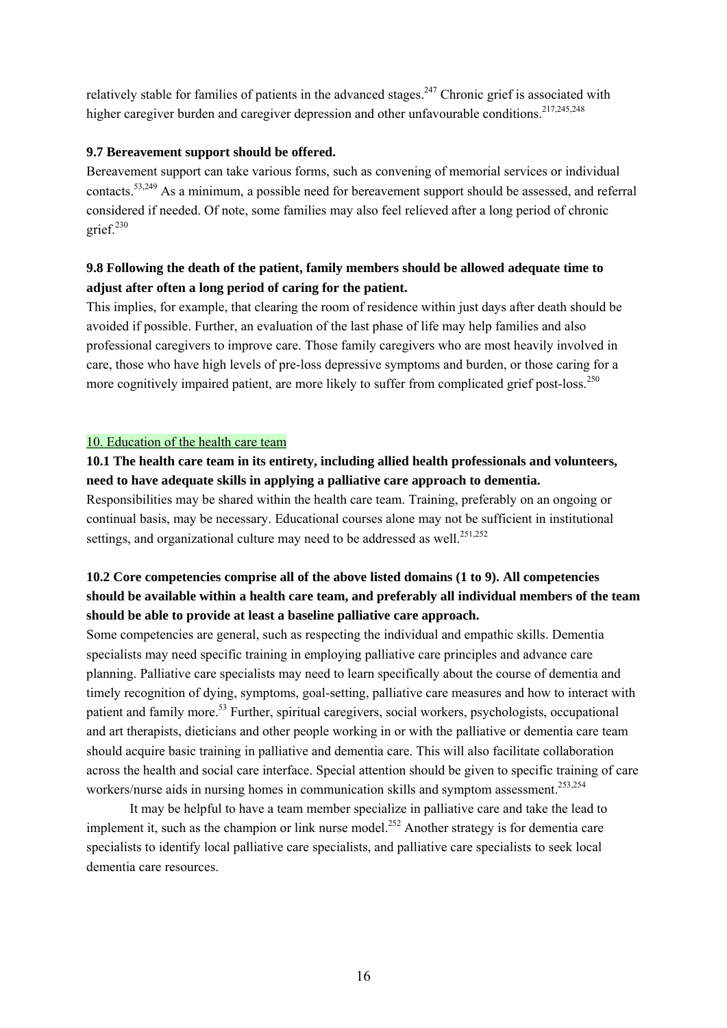relatively stable for families of patients in the advanced stages.[247] Chronic grief is associated with higher caregiver burden and caregiver depression and other unfavourable conditions.[217,245,248]

**9.7 Bereavement support should be offered.**

Bereavement support can take various forms, such as convening of memorial services or individual contacts.[53,249] As a minimum, a possible need for bereavement support should be assessed, and referral considered if needed. Of note, some families may also feel relieved after a long period of chronic grief.[230]

**9.8 Following the death of the patient, family members should be allowed adequate time to adjust after often a long period of caring for the patient.**

This implies, for example, that clearing the room of residence within just days after death should be avoided if possible. Further, an evaluation of the last phase of life may help families and also professional caregivers to improve care. Those family caregivers who are most heavily involved in care, those who have high levels of pre-loss depressive symptoms and burden, or those caring for a more cognitively impaired patient, are more likely to suffer from complicated grief post-loss.[250]

## 10. Education of the health care team

**10.1 The health care team in its entirety, including allied health professionals and volunteers, need to have adequate skills in applying a palliative care approach to dementia.**

Responsibilities may be shared within the health care team. Training, preferably on an ongoing or continual basis, may be necessary. Educational courses alone may not be sufficient in institutional settings, and organizational culture may need to be addressed as well.[251,252]

**10.2 Core competencies comprise all of the above listed domains (1 to 9). All competencies should be available within a health care team, and preferably all individual members of the team should be able to provide at least a baseline palliative care approach.**

Some competencies are general, such as respecting the individual and empathic skills. Dementia specialists may need specific training in employing palliative care principles and advance care planning. Palliative care specialists may need to learn specifically about the course of dementia and timely recognition of dying, symptoms, goal-setting, palliative care measures and how to interact with patient and family more.[53] Further, spiritual caregivers, social workers, psychologists, occupational and art therapists, dieticians and other people working in or with the palliative or dementia care team should acquire basic training in palliative and dementia care. This will also facilitate collaboration across the health and social care interface. Special attention should be given to specific training of care workers/nurse aids in nursing homes in communication skills and symptom assessment.[253,254]

It may be helpful to have a team member specialize in palliative care and take the lead to implement it, such as the champion or link nurse model.[252] Another strategy is for dementia care specialists to identify local palliative care specialists, and palliative care specialists to seek local dementia care resources.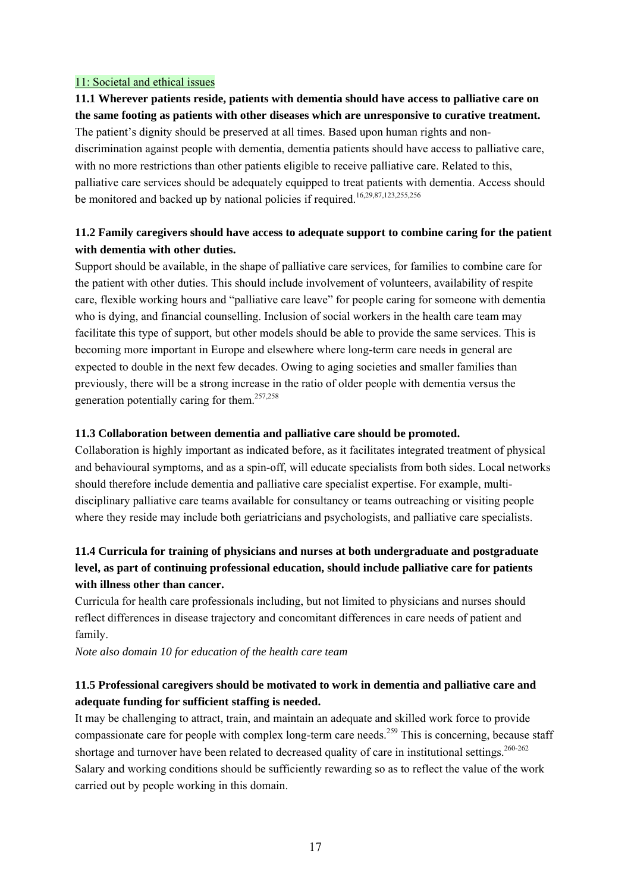## 11: Societal and ethical issues

**11.1 Wherever patients reside, patients with dementia should have access to palliative care on the same footing as patients with other diseases which are unresponsive to curative treatment.**
The patient's dignity should be preserved at all times. Based upon human rights and non-discrimination against people with dementia, dementia patients should have access to palliative care, with no more restrictions than other patients eligible to receive palliative care. Related to this, palliative care services should be adequately equipped to treat patients with dementia. Access should be monitored and backed up by national policies if required.[16,29,87,123,255,256]

**11.2 Family caregivers should have access to adequate support to combine caring for the patient with dementia with other duties.**
Support should be available, in the shape of palliative care services, for families to combine care for the patient with other duties. This should include involvement of volunteers, availability of respite care, flexible working hours and "palliative care leave" for people caring for someone with dementia who is dying, and financial counselling. Inclusion of social workers in the health care team may facilitate this type of support, but other models should be able to provide the same services. This is becoming more important in Europe and elsewhere where long-term care needs in general are expected to double in the next few decades. Owing to aging societies and smaller families than previously, there will be a strong increase in the ratio of older people with dementia versus the generation potentially caring for them.[257,258]

**11.3 Collaboration between dementia and palliative care should be promoted.**
Collaboration is highly important as indicated before, as it facilitates integrated treatment of physical and behavioural symptoms, and as a spin-off, will educate specialists from both sides. Local networks should therefore include dementia and palliative care specialist expertise. For example, multi-disciplinary palliative care teams available for consultancy or teams outreaching or visiting people where they reside may include both geriatricians and psychologists, and palliative care specialists.

**11.4 Curricula for training of physicians and nurses at both undergraduate and postgraduate level, as part of continuing professional education, should include palliative care for patients with illness other than cancer.**
Curricula for health care professionals including, but not limited to physicians and nurses should reflect differences in disease trajectory and concomitant differences in care needs of patient and family.
*Note also domain 10 for education of the health care team*

**11.5 Professional caregivers should be motivated to work in dementia and palliative care and adequate funding for sufficient staffing is needed.**
It may be challenging to attract, train, and maintain an adequate and skilled work force to provide compassionate care for people with complex long-term care needs.[259] This is concerning, because staff shortage and turnover have been related to decreased quality of care in institutional settings.[260-262] Salary and working conditions should be sufficiently rewarding so as to reflect the value of the work carried out by people working in this domain.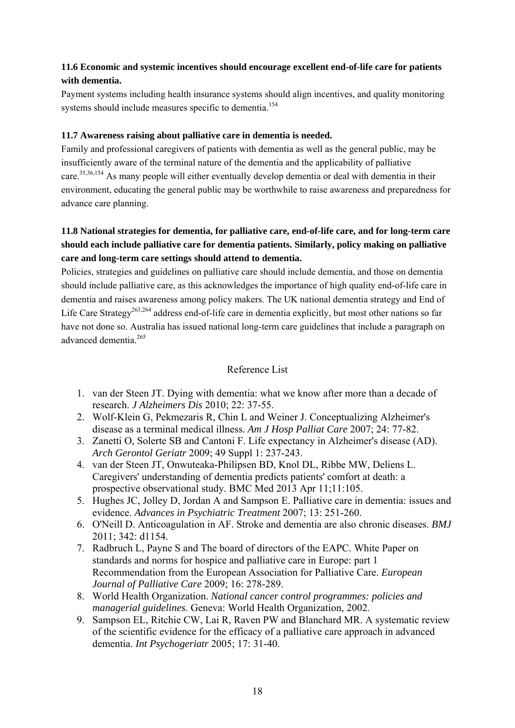**11.6 Economic and systemic incentives should encourage excellent end-of-life care for patients with dementia.**

Payment systems including health insurance systems should align incentives, and quality monitoring systems should include measures specific to dementia.[154]

**11.7 Awareness raising about palliative care in dementia is needed.**

Family and professional caregivers of patients with dementia as well as the general public, may be insufficiently aware of the terminal nature of the dementia and the applicability of palliative care.[35,36,154] As many people will either eventually develop dementia or deal with dementia in their environment, educating the general public may be worthwhile to raise awareness and preparedness for advance care planning.

**11.8 National strategies for dementia, for palliative care, end-of-life care, and for long-term care should each include palliative care for dementia patients. Similarly, policy making on palliative care and long-term care settings should attend to dementia.**

Policies, strategies and guidelines on palliative care should include dementia, and those on dementia should include palliative care, as this acknowledges the importance of high quality end-of-life care in dementia and raises awareness among policy makers. The UK national dementia strategy and End of Life Care Strategy[263,264] address end-of-life care in dementia explicitly, but most other nations so far have not done so. Australia has issued national long-term care guidelines that include a paragraph on advanced dementia.[265]

## Reference List

1. van der Steen JT. Dying with dementia: what we know after more than a decade of research. *J Alzheimers Dis* 2010; 22: 37-55.
2. Wolf-Klein G, Pekmezaris R, Chin L and Weiner J. Conceptualizing Alzheimer's disease as a terminal medical illness. *Am J Hosp Palliat Care* 2007; 24: 77-82.
3. Zanetti O, Solerte SB and Cantoni F. Life expectancy in Alzheimer's disease (AD). *Arch Gerontol Geriatr* 2009; 49 Suppl 1: 237-243.
4. van der Steen JT, Onwuteaka-Philipsen BD, Knol DL, Ribbe MW, Deliens L. Caregivers' understanding of dementia predicts patients' comfort at death: a prospective observational study. BMC Med 2013 Apr 11;11:105.
5. Hughes JC, Jolley D, Jordan A and Sampson E. Palliative care in dementia: issues and evidence. *Advances in Psychiatric Treatment* 2007; 13: 251-260.
6. O'Neill D. Anticoagulation in AF. Stroke and dementia are also chronic diseases. *BMJ* 2011; 342: d1154.
7. Radbruch L, Payne S and The board of directors of the EAPC. White Paper on standards and norms for hospice and palliative care in Europe: part 1 Recommendation from the European Association for Palliative Care. *European Journal of Palliative Care* 2009; 16: 278-289.
8. World Health Organization. *National cancer control programmes: policies and managerial guidelines*. Geneva: World Health Organization, 2002.
9. Sampson EL, Ritchie CW, Lai R, Raven PW and Blanchard MR. A systematic review of the scientific evidence for the efficacy of a palliative care approach in advanced dementia. *Int Psychogeriatr* 2005; 17: 31-40.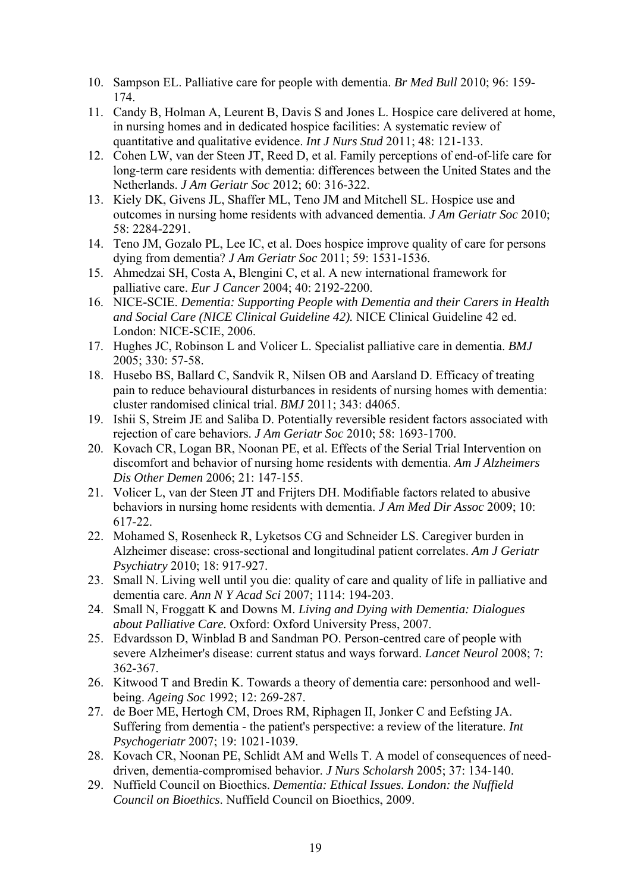10. Sampson EL. Palliative care for people with dementia. *Br Med Bull* 2010; 96: 159-174.
11. Candy B, Holman A, Leurent B, Davis S and Jones L. Hospice care delivered at home, in nursing homes and in dedicated hospice facilities: A systematic review of quantitative and qualitative evidence. *Int J Nurs Stud* 2011; 48: 121-133.
12. Cohen LW, van der Steen JT, Reed D, et al. Family perceptions of end-of-life care for long-term care residents with dementia: differences between the United States and the Netherlands. *J Am Geriatr Soc* 2012; 60: 316-322.
13. Kiely DK, Givens JL, Shaffer ML, Teno JM and Mitchell SL. Hospice use and outcomes in nursing home residents with advanced dementia. *J Am Geriatr Soc* 2010; 58: 2284-2291.
14. Teno JM, Gozalo PL, Lee IC, et al. Does hospice improve quality of care for persons dying from dementia? *J Am Geriatr Soc* 2011; 59: 1531-1536.
15. Ahmedzai SH, Costa A, Blengini C, et al. A new international framework for palliative care. *Eur J Cancer* 2004; 40: 2192-2200.
16. NICE-SCIE. *Dementia: Supporting People with Dementia and their Carers in Health and Social Care (NICE Clinical Guideline 42).* NICE Clinical Guideline 42 ed. London: NICE-SCIE, 2006.
17. Hughes JC, Robinson L and Volicer L. Specialist palliative care in dementia. *BMJ* 2005; 330: 57-58.
18. Husebo BS, Ballard C, Sandvik R, Nilsen OB and Aarsland D. Efficacy of treating pain to reduce behavioural disturbances in residents of nursing homes with dementia: cluster randomised clinical trial. *BMJ* 2011; 343: d4065.
19. Ishii S, Streim JE and Saliba D. Potentially reversible resident factors associated with rejection of care behaviors. *J Am Geriatr Soc* 2010; 58: 1693-1700.
20. Kovach CR, Logan BR, Noonan PE, et al. Effects of the Serial Trial Intervention on discomfort and behavior of nursing home residents with dementia. *Am J Alzheimers Dis Other Demen* 2006; 21: 147-155.
21. Volicer L, van der Steen JT and Frijters DH. Modifiable factors related to abusive behaviors in nursing home residents with dementia. *J Am Med Dir Assoc* 2009; 10: 617-22.
22. Mohamed S, Rosenheck R, Lyketsos CG and Schneider LS. Caregiver burden in Alzheimer disease: cross-sectional and longitudinal patient correlates. *Am J Geriatr Psychiatry* 2010; 18: 917-927.
23. Small N. Living well until you die: quality of care and quality of life in palliative and dementia care. *Ann N Y Acad Sci* 2007; 1114: 194-203.
24. Small N, Froggatt K and Downs M. *Living and Dying with Dementia: Dialogues about Palliative Care.* Oxford: Oxford University Press, 2007.
25. Edvardsson D, Winblad B and Sandman PO. Person-centred care of people with severe Alzheimer's disease: current status and ways forward. *Lancet Neurol* 2008; 7: 362-367.
26. Kitwood T and Bredin K. Towards a theory of dementia care: personhood and well-being. *Ageing Soc* 1992; 12: 269-287.
27. de Boer ME, Hertogh CM, Droes RM, Riphagen II, Jonker C and Eefsting JA. Suffering from dementia - the patient's perspective: a review of the literature. *Int Psychogeriatr* 2007; 19: 1021-1039.
28. Kovach CR, Noonan PE, Schlidt AM and Wells T. A model of consequences of need-driven, dementia-compromised behavior. *J Nurs Scholarsh* 2005; 37: 134-140.
29. Nuffield Council on Bioethics. *Dementia: Ethical Issues. London: the Nuffield Council on Bioethics*. Nuffield Council on Bioethics, 2009.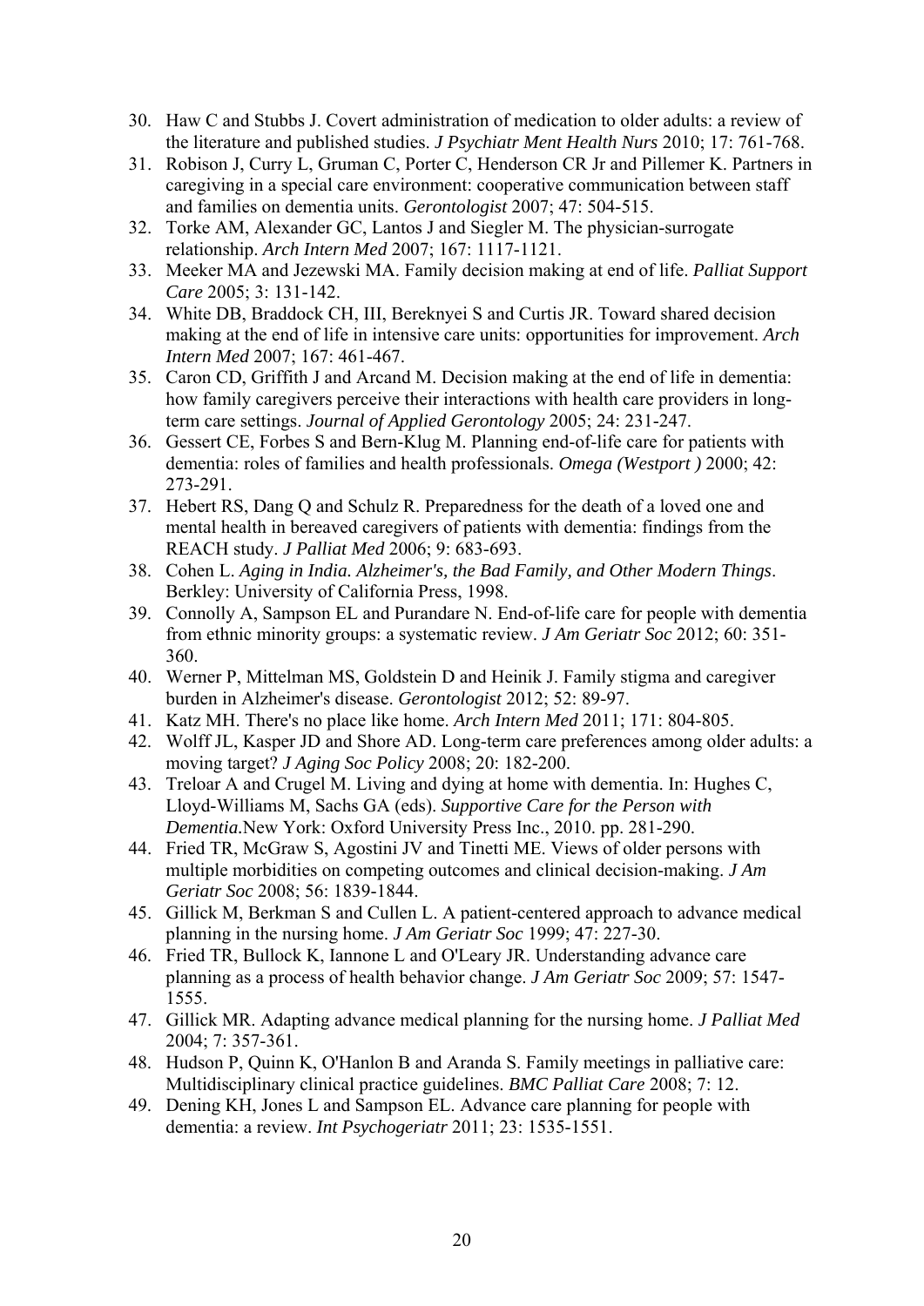30. Haw C and Stubbs J. Covert administration of medication to older adults: a review of the literature and published studies. *J Psychiatr Ment Health Nurs* 2010; 17: 761-768.
31. Robison J, Curry L, Gruman C, Porter C, Henderson CR Jr and Pillemer K. Partners in caregiving in a special care environment: cooperative communication between staff and families on dementia units. *Gerontologist* 2007; 47: 504-515.
32. Torke AM, Alexander GC, Lantos J and Siegler M. The physician-surrogate relationship. *Arch Intern Med* 2007; 167: 1117-1121.
33. Meeker MA and Jezewski MA. Family decision making at end of life. *Palliat Support Care* 2005; 3: 131-142.
34. White DB, Braddock CH, III, Bereknyei S and Curtis JR. Toward shared decision making at the end of life in intensive care units: opportunities for improvement. *Arch Intern Med* 2007; 167: 461-467.
35. Caron CD, Griffith J and Arcand M. Decision making at the end of life in dementia: how family caregivers perceive their interactions with health care providers in long-term care settings. *Journal of Applied Gerontology* 2005; 24: 231-247.
36. Gessert CE, Forbes S and Bern-Klug M. Planning end-of-life care for patients with dementia: roles of families and health professionals. *Omega (Westport )* 2000; 42: 273-291.
37. Hebert RS, Dang Q and Schulz R. Preparedness for the death of a loved one and mental health in bereaved caregivers of patients with dementia: findings from the REACH study. *J Palliat Med* 2006; 9: 683-693.
38. Cohen L. *Aging in India. Alzheimer's, the Bad Family, and Other Modern Things*. Berkley: University of California Press, 1998.
39. Connolly A, Sampson EL and Purandare N. End-of-life care for people with dementia from ethnic minority groups: a systematic review. *J Am Geriatr Soc* 2012; 60: 351-360.
40. Werner P, Mittelman MS, Goldstein D and Heinik J. Family stigma and caregiver burden in Alzheimer's disease. *Gerontologist* 2012; 52: 89-97.
41. Katz MH. There's no place like home. *Arch Intern Med* 2011; 171: 804-805.
42. Wolff JL, Kasper JD and Shore AD. Long-term care preferences among older adults: a moving target? *J Aging Soc Policy* 2008; 20: 182-200.
43. Treloar A and Crugel M. Living and dying at home with dementia. In: Hughes C, Lloyd-Williams M, Sachs GA (eds). *Supportive Care for the Person with Dementia.*New York: Oxford University Press Inc., 2010. pp. 281-290.
44. Fried TR, McGraw S, Agostini JV and Tinetti ME. Views of older persons with multiple morbidities on competing outcomes and clinical decision-making. *J Am Geriatr Soc* 2008; 56: 1839-1844.
45. Gillick M, Berkman S and Cullen L. A patient-centered approach to advance medical planning in the nursing home. *J Am Geriatr Soc* 1999; 47: 227-30.
46. Fried TR, Bullock K, Iannone L and O'Leary JR. Understanding advance care planning as a process of health behavior change. *J Am Geriatr Soc* 2009; 57: 1547-1555.
47. Gillick MR. Adapting advance medical planning for the nursing home. *J Palliat Med* 2004; 7: 357-361.
48. Hudson P, Quinn K, O'Hanlon B and Aranda S. Family meetings in palliative care: Multidisciplinary clinical practice guidelines. *BMC Palliat Care* 2008; 7: 12.
49. Dening KH, Jones L and Sampson EL. Advance care planning for people with dementia: a review. *Int Psychogeriatr* 2011; 23: 1535-1551.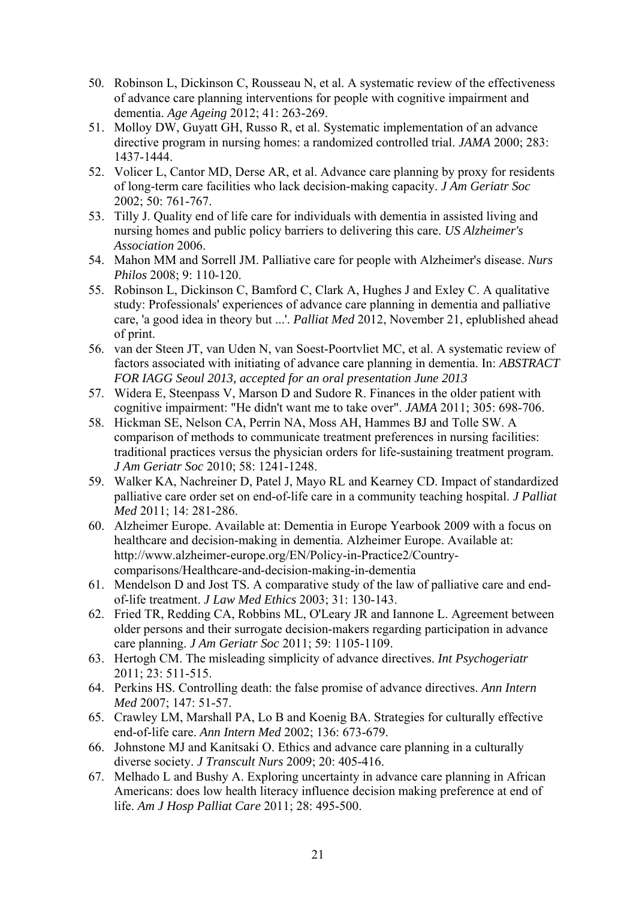50. Robinson L, Dickinson C, Rousseau N, et al. A systematic review of the effectiveness of advance care planning interventions for people with cognitive impairment and dementia. *Age Ageing* 2012; 41: 263-269.
51. Molloy DW, Guyatt GH, Russo R, et al. Systematic implementation of an advance directive program in nursing homes: a randomized controlled trial. *JAMA* 2000; 283: 1437-1444.
52. Volicer L, Cantor MD, Derse AR, et al. Advance care planning by proxy for residents of long-term care facilities who lack decision-making capacity. *J Am Geriatr Soc* 2002; 50: 761-767.
53. Tilly J. Quality end of life care for individuals with dementia in assisted living and nursing homes and public policy barriers to delivering this care. *US Alzheimer's Association* 2006.
54. Mahon MM and Sorrell JM. Palliative care for people with Alzheimer's disease. *Nurs Philos* 2008; 9: 110-120.
55. Robinson L, Dickinson C, Bamford C, Clark A, Hughes J and Exley C. A qualitative study: Professionals' experiences of advance care planning in dementia and palliative care, 'a good idea in theory but ...'. *Palliat Med* 2012, November 21, eplublished ahead of print.
56. van der Steen JT, van Uden N, van Soest-Poortvliet MC, et al. A systematic review of factors associated with initiating of advance care planning in dementia. In: *ABSTRACT FOR IAGG Seoul 2013, accepted for an oral presentation June 2013*
57. Widera E, Steenpass V, Marson D and Sudore R. Finances in the older patient with cognitive impairment: "He didn't want me to take over". *JAMA* 2011; 305: 698-706.
58. Hickman SE, Nelson CA, Perrin NA, Moss AH, Hammes BJ and Tolle SW. A comparison of methods to communicate treatment preferences in nursing facilities: traditional practices versus the physician orders for life-sustaining treatment program. *J Am Geriatr Soc* 2010; 58: 1241-1248.
59. Walker KA, Nachreiner D, Patel J, Mayo RL and Kearney CD. Impact of standardized palliative care order set on end-of-life care in a community teaching hospital. *J Palliat Med* 2011; 14: 281-286.
60. Alzheimer Europe. Available at: Dementia in Europe Yearbook 2009 with a focus on healthcare and decision-making in dementia. Alzheimer Europe. Available at: http://www.alzheimer-europe.org/EN/Policy-in-Practice2/Country-comparisons/Healthcare-and-decision-making-in-dementia
61. Mendelson D and Jost TS. A comparative study of the law of palliative care and end-of-life treatment. *J Law Med Ethics* 2003; 31: 130-143.
62. Fried TR, Redding CA, Robbins ML, O'Leary JR and Iannone L. Agreement between older persons and their surrogate decision-makers regarding participation in advance care planning. *J Am Geriatr Soc* 2011; 59: 1105-1109.
63. Hertogh CM. The misleading simplicity of advance directives. *Int Psychogeriatr* 2011; 23: 511-515.
64. Perkins HS. Controlling death: the false promise of advance directives. *Ann Intern Med* 2007; 147: 51-57.
65. Crawley LM, Marshall PA, Lo B and Koenig BA. Strategies for culturally effective end-of-life care. *Ann Intern Med* 2002; 136: 673-679.
66. Johnstone MJ and Kanitsaki O. Ethics and advance care planning in a culturally diverse society. *J Transcult Nurs* 2009; 20: 405-416.
67. Melhado L and Bushy A. Exploring uncertainty in advance care planning in African Americans: does low health literacy influence decision making preference at end of life. *Am J Hosp Palliat Care* 2011; 28: 495-500.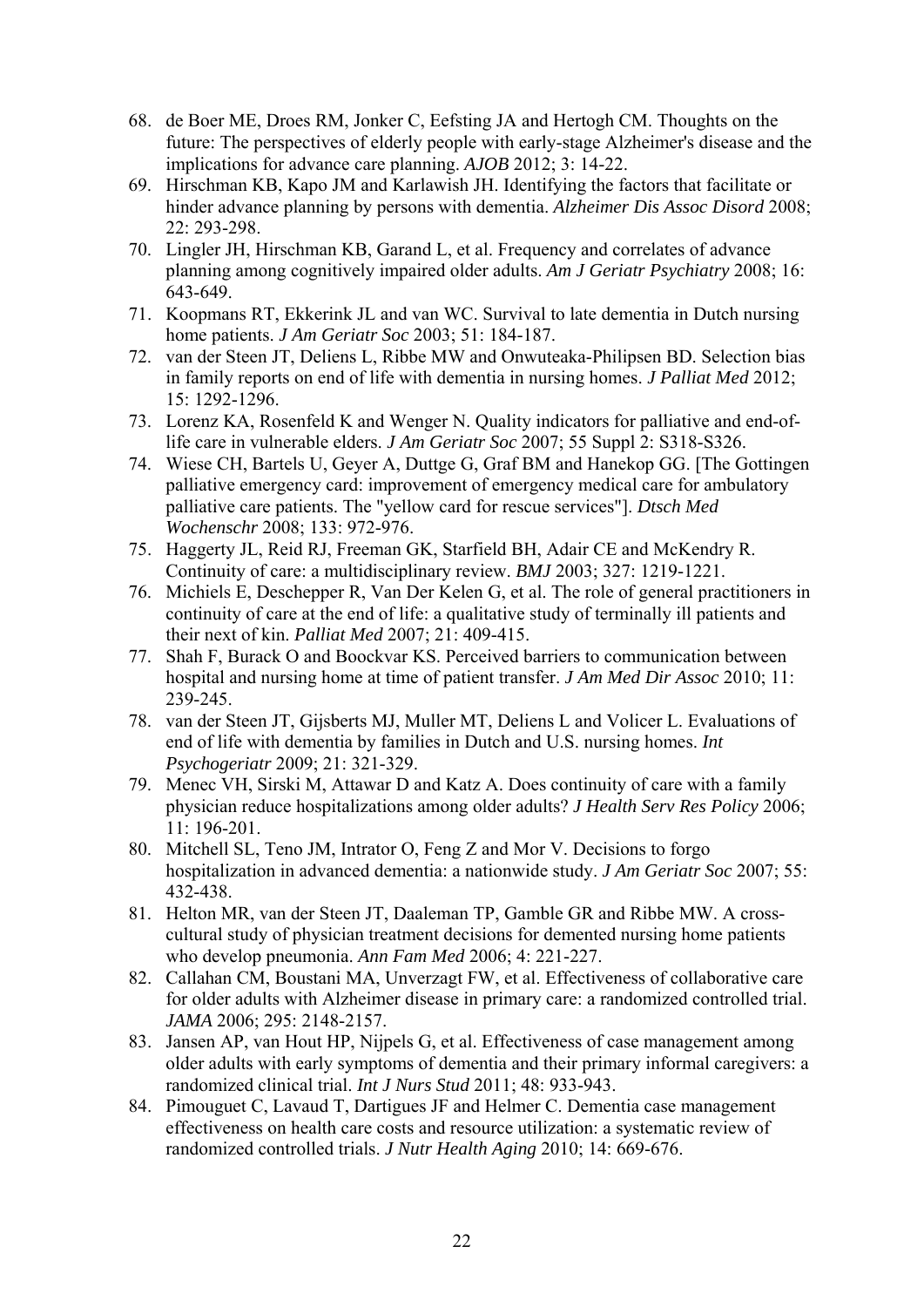68. de Boer ME, Droes RM, Jonker C, Eefsting JA and Hertogh CM. Thoughts on the future: The perspectives of elderly people with early-stage Alzheimer's disease and the implications for advance care planning. *AJOB* 2012; 3: 14-22.
69. Hirschman KB, Kapo JM and Karlawish JH. Identifying the factors that facilitate or hinder advance planning by persons with dementia. *Alzheimer Dis Assoc Disord* 2008; 22: 293-298.
70. Lingler JH, Hirschman KB, Garand L, et al. Frequency and correlates of advance planning among cognitively impaired older adults. *Am J Geriatr Psychiatry* 2008; 16: 643-649.
71. Koopmans RT, Ekkerink JL and van WC. Survival to late dementia in Dutch nursing home patients. *J Am Geriatr Soc* 2003; 51: 184-187.
72. van der Steen JT, Deliens L, Ribbe MW and Onwuteaka-Philipsen BD. Selection bias in family reports on end of life with dementia in nursing homes. *J Palliat Med* 2012; 15: 1292-1296.
73. Lorenz KA, Rosenfeld K and Wenger N. Quality indicators for palliative and end-of-life care in vulnerable elders. *J Am Geriatr Soc* 2007; 55 Suppl 2: S318-S326.
74. Wiese CH, Bartels U, Geyer A, Duttge G, Graf BM and Hanekop GG. [The Gottingen palliative emergency card: improvement of emergency medical care for ambulatory palliative care patients. The "yellow card for rescue services"]. *Dtsch Med Wochenschr* 2008; 133: 972-976.
75. Haggerty JL, Reid RJ, Freeman GK, Starfield BH, Adair CE and McKendry R. Continuity of care: a multidisciplinary review. *BMJ* 2003; 327: 1219-1221.
76. Michiels E, Deschepper R, Van Der Kelen G, et al. The role of general practitioners in continuity of care at the end of life: a qualitative study of terminally ill patients and their next of kin. *Palliat Med* 2007; 21: 409-415.
77. Shah F, Burack O and Boockvar KS. Perceived barriers to communication between hospital and nursing home at time of patient transfer. *J Am Med Dir Assoc* 2010; 11: 239-245.
78. van der Steen JT, Gijsberts MJ, Muller MT, Deliens L and Volicer L. Evaluations of end of life with dementia by families in Dutch and U.S. nursing homes. *Int Psychogeriatr* 2009; 21: 321-329.
79. Menec VH, Sirski M, Attawar D and Katz A. Does continuity of care with a family physician reduce hospitalizations among older adults? *J Health Serv Res Policy* 2006; 11: 196-201.
80. Mitchell SL, Teno JM, Intrator O, Feng Z and Mor V. Decisions to forgo hospitalization in advanced dementia: a nationwide study. *J Am Geriatr Soc* 2007; 55: 432-438.
81. Helton MR, van der Steen JT, Daaleman TP, Gamble GR and Ribbe MW. A cross-cultural study of physician treatment decisions for demented nursing home patients who develop pneumonia. *Ann Fam Med* 2006; 4: 221-227.
82. Callahan CM, Boustani MA, Unverzagt FW, et al. Effectiveness of collaborative care for older adults with Alzheimer disease in primary care: a randomized controlled trial. *JAMA* 2006; 295: 2148-2157.
83. Jansen AP, van Hout HP, Nijpels G, et al. Effectiveness of case management among older adults with early symptoms of dementia and their primary informal caregivers: a randomized clinical trial. *Int J Nurs Stud* 2011; 48: 933-943.
84. Pimouguet C, Lavaud T, Dartigues JF and Helmer C. Dementia case management effectiveness on health care costs and resource utilization: a systematic review of randomized controlled trials. *J Nutr Health Aging* 2010; 14: 669-676.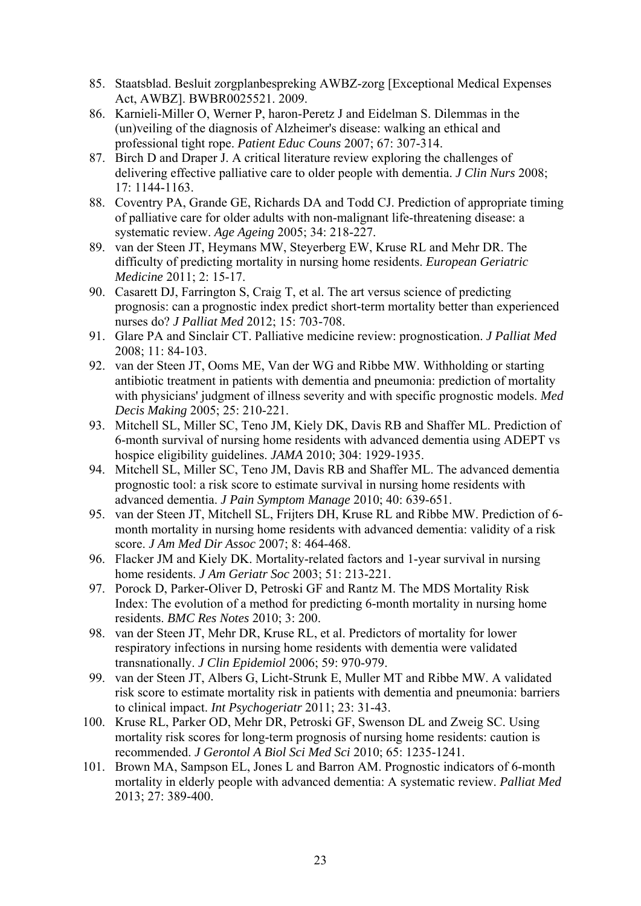85. Staatsblad. Besluit zorgplanbespreking AWBZ-zorg [Exceptional Medical Expenses Act, AWBZ]. BWBR0025521. 2009.
86. Karnieli-Miller O, Werner P, haron-Peretz J and Eidelman S. Dilemmas in the (un)veiling of the diagnosis of Alzheimer's disease: walking an ethical and professional tight rope. *Patient Educ Couns* 2007; 67: 307-314.
87. Birch D and Draper J. A critical literature review exploring the challenges of delivering effective palliative care to older people with dementia. *J Clin Nurs* 2008; 17: 1144-1163.
88. Coventry PA, Grande GE, Richards DA and Todd CJ. Prediction of appropriate timing of palliative care for older adults with non-malignant life-threatening disease: a systematic review. *Age Ageing* 2005; 34: 218-227.
89. van der Steen JT, Heymans MW, Steyerberg EW, Kruse RL and Mehr DR. The difficulty of predicting mortality in nursing home residents. *European Geriatric Medicine* 2011; 2: 15-17.
90. Casarett DJ, Farrington S, Craig T, et al. The art versus science of predicting prognosis: can a prognostic index predict short-term mortality better than experienced nurses do? *J Palliat Med* 2012; 15: 703-708.
91. Glare PA and Sinclair CT. Palliative medicine review: prognostication. *J Palliat Med* 2008; 11: 84-103.
92. van der Steen JT, Ooms ME, Van der WG and Ribbe MW. Withholding or starting antibiotic treatment in patients with dementia and pneumonia: prediction of mortality with physicians' judgment of illness severity and with specific prognostic models. *Med Decis Making* 2005; 25: 210-221.
93. Mitchell SL, Miller SC, Teno JM, Kiely DK, Davis RB and Shaffer ML. Prediction of 6-month survival of nursing home residents with advanced dementia using ADEPT vs hospice eligibility guidelines. *JAMA* 2010; 304: 1929-1935.
94. Mitchell SL, Miller SC, Teno JM, Davis RB and Shaffer ML. The advanced dementia prognostic tool: a risk score to estimate survival in nursing home residents with advanced dementia. *J Pain Symptom Manage* 2010; 40: 639-651.
95. van der Steen JT, Mitchell SL, Frijters DH, Kruse RL and Ribbe MW. Prediction of 6-month mortality in nursing home residents with advanced dementia: validity of a risk score. *J Am Med Dir Assoc* 2007; 8: 464-468.
96. Flacker JM and Kiely DK. Mortality-related factors and 1-year survival in nursing home residents. *J Am Geriatr Soc* 2003; 51: 213-221.
97. Porock D, Parker-Oliver D, Petroski GF and Rantz M. The MDS Mortality Risk Index: The evolution of a method for predicting 6-month mortality in nursing home residents. *BMC Res Notes* 2010; 3: 200.
98. van der Steen JT, Mehr DR, Kruse RL, et al. Predictors of mortality for lower respiratory infections in nursing home residents with dementia were validated transnationally. *J Clin Epidemiol* 2006; 59: 970-979.
99. van der Steen JT, Albers G, Licht-Strunk E, Muller MT and Ribbe MW. A validated risk score to estimate mortality risk in patients with dementia and pneumonia: barriers to clinical impact. *Int Psychogeriatr* 2011; 23: 31-43.
100. Kruse RL, Parker OD, Mehr DR, Petroski GF, Swenson DL and Zweig SC. Using mortality risk scores for long-term prognosis of nursing home residents: caution is recommended. *J Gerontol A Biol Sci Med Sci* 2010; 65: 1235-1241.
101. Brown MA, Sampson EL, Jones L and Barron AM. Prognostic indicators of 6-month mortality in elderly people with advanced dementia: A systematic review. *Palliat Med* 2013; 27: 389-400.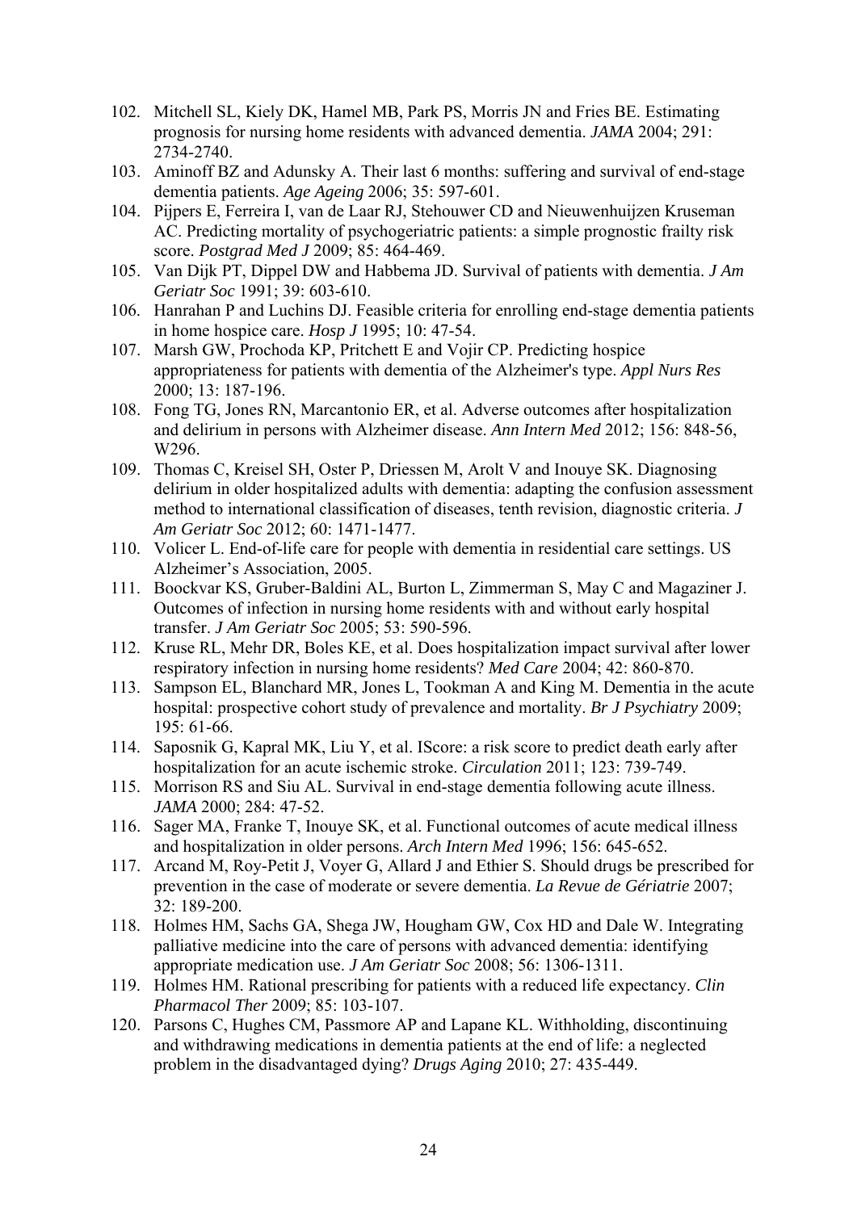102. Mitchell SL, Kiely DK, Hamel MB, Park PS, Morris JN and Fries BE. Estimating prognosis for nursing home residents with advanced dementia. *JAMA* 2004; 291: 2734-2740.
103. Aminoff BZ and Adunsky A. Their last 6 months: suffering and survival of end-stage dementia patients. *Age Ageing* 2006; 35: 597-601.
104. Pijpers E, Ferreira I, van de Laar RJ, Stehouwer CD and Nieuwenhuijzen Kruseman AC. Predicting mortality of psychogeriatric patients: a simple prognostic frailty risk score. *Postgrad Med J* 2009; 85: 464-469.
105. Van Dijk PT, Dippel DW and Habbema JD. Survival of patients with dementia. *J Am Geriatr Soc* 1991; 39: 603-610.
106. Hanrahan P and Luchins DJ. Feasible criteria for enrolling end-stage dementia patients in home hospice care. *Hosp J* 1995; 10: 47-54.
107. Marsh GW, Prochoda KP, Pritchett E and Vojir CP. Predicting hospice appropriateness for patients with dementia of the Alzheimer's type. *Appl Nurs Res* 2000; 13: 187-196.
108. Fong TG, Jones RN, Marcantonio ER, et al. Adverse outcomes after hospitalization and delirium in persons with Alzheimer disease. *Ann Intern Med* 2012; 156: 848-56, W296.
109. Thomas C, Kreisel SH, Oster P, Driessen M, Arolt V and Inouye SK. Diagnosing delirium in older hospitalized adults with dementia: adapting the confusion assessment method to international classification of diseases, tenth revision, diagnostic criteria. *J Am Geriatr Soc* 2012; 60: 1471-1477.
110. Volicer L. End-of-life care for people with dementia in residential care settings. US Alzheimer's Association, 2005.
111. Boockvar KS, Gruber-Baldini AL, Burton L, Zimmerman S, May C and Magaziner J. Outcomes of infection in nursing home residents with and without early hospital transfer. *J Am Geriatr Soc* 2005; 53: 590-596.
112. Kruse RL, Mehr DR, Boles KE, et al. Does hospitalization impact survival after lower respiratory infection in nursing home residents? *Med Care* 2004; 42: 860-870.
113. Sampson EL, Blanchard MR, Jones L, Tookman A and King M. Dementia in the acute hospital: prospective cohort study of prevalence and mortality. *Br J Psychiatry* 2009; 195: 61-66.
114. Saposnik G, Kapral MK, Liu Y, et al. IScore: a risk score to predict death early after hospitalization for an acute ischemic stroke. *Circulation* 2011; 123: 739-749.
115. Morrison RS and Siu AL. Survival in end-stage dementia following acute illness. *JAMA* 2000; 284: 47-52.
116. Sager MA, Franke T, Inouye SK, et al. Functional outcomes of acute medical illness and hospitalization in older persons. *Arch Intern Med* 1996; 156: 645-652.
117. Arcand M, Roy-Petit J, Voyer G, Allard J and Ethier S. Should drugs be prescribed for prevention in the case of moderate or severe dementia. *La Revue de Gériatrie* 2007; 32: 189-200.
118. Holmes HM, Sachs GA, Shega JW, Hougham GW, Cox HD and Dale W. Integrating palliative medicine into the care of persons with advanced dementia: identifying appropriate medication use. *J Am Geriatr Soc* 2008; 56: 1306-1311.
119. Holmes HM. Rational prescribing for patients with a reduced life expectancy. *Clin Pharmacol Ther* 2009; 85: 103-107.
120. Parsons C, Hughes CM, Passmore AP and Lapane KL. Withholding, discontinuing and withdrawing medications in dementia patients at the end of life: a neglected problem in the disadvantaged dying? *Drugs Aging* 2010; 27: 435-449.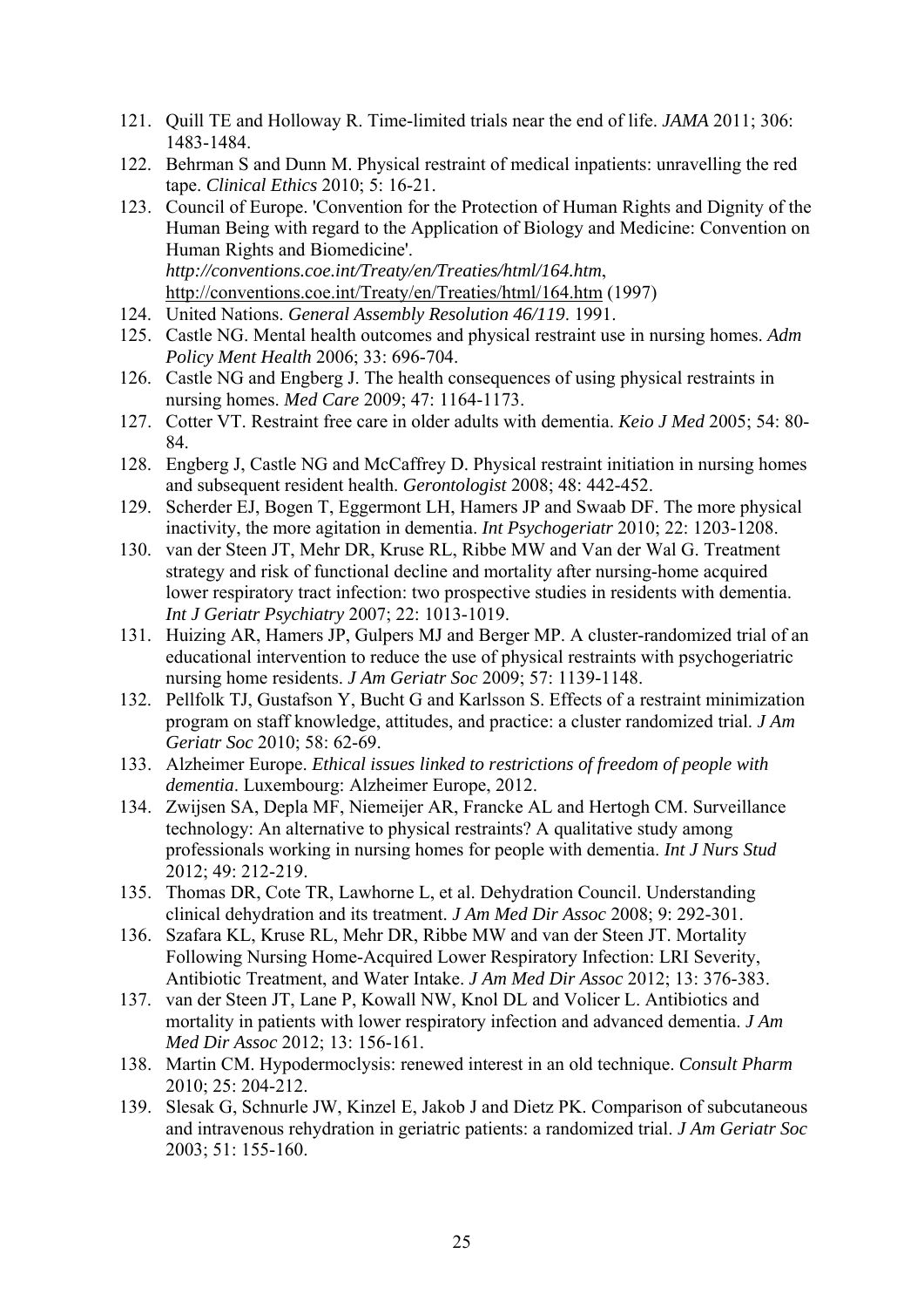121. Quill TE and Holloway R. Time-limited trials near the end of life. *JAMA* 2011; 306: 1483-1484.
122. Behrman S and Dunn M. Physical restraint of medical inpatients: unravelling the red tape. *Clinical Ethics* 2010; 5: 16-21.
123. Council of Europe. 'Convention for the Protection of Human Rights and Dignity of the Human Being with regard to the Application of Biology and Medicine: Convention on Human Rights and Biomedicine'. *http://conventions.coe.int/Treaty/en/Treaties/html/164.htm*, http://conventions.coe.int/Treaty/en/Treaties/html/164.htm (1997)
124. United Nations. *General Assembly Resolution 46/119*. 1991.
125. Castle NG. Mental health outcomes and physical restraint use in nursing homes. *Adm Policy Ment Health* 2006; 33: 696-704.
126. Castle NG and Engberg J. The health consequences of using physical restraints in nursing homes. *Med Care* 2009; 47: 1164-1173.
127. Cotter VT. Restraint free care in older adults with dementia. *Keio J Med* 2005; 54: 80-84.
128. Engberg J, Castle NG and McCaffrey D. Physical restraint initiation in nursing homes and subsequent resident health. *Gerontologist* 2008; 48: 442-452.
129. Scherder EJ, Bogen T, Eggermont LH, Hamers JP and Swaab DF. The more physical inactivity, the more agitation in dementia. *Int Psychogeriatr* 2010; 22: 1203-1208.
130. van der Steen JT, Mehr DR, Kruse RL, Ribbe MW and Van der Wal G. Treatment strategy and risk of functional decline and mortality after nursing-home acquired lower respiratory tract infection: two prospective studies in residents with dementia. *Int J Geriatr Psychiatry* 2007; 22: 1013-1019.
131. Huizing AR, Hamers JP, Gulpers MJ and Berger MP. A cluster-randomized trial of an educational intervention to reduce the use of physical restraints with psychogeriatric nursing home residents. *J Am Geriatr Soc* 2009; 57: 1139-1148.
132. Pellfolk TJ, Gustafson Y, Bucht G and Karlsson S. Effects of a restraint minimization program on staff knowledge, attitudes, and practice: a cluster randomized trial. *J Am Geriatr Soc* 2010; 58: 62-69.
133. Alzheimer Europe. *Ethical issues linked to restrictions of freedom of people with dementia*. Luxembourg: Alzheimer Europe, 2012.
134. Zwijsen SA, Depla MF, Niemeijer AR, Francke AL and Hertogh CM. Surveillance technology: An alternative to physical restraints? A qualitative study among professionals working in nursing homes for people with dementia. *Int J Nurs Stud* 2012; 49: 212-219.
135. Thomas DR, Cote TR, Lawhorne L, et al. Dehydration Council. Understanding clinical dehydration and its treatment. *J Am Med Dir Assoc* 2008; 9: 292-301.
136. Szafara KL, Kruse RL, Mehr DR, Ribbe MW and van der Steen JT. Mortality Following Nursing Home-Acquired Lower Respiratory Infection: LRI Severity, Antibiotic Treatment, and Water Intake. *J Am Med Dir Assoc* 2012; 13: 376-383.
137. van der Steen JT, Lane P, Kowall NW, Knol DL and Volicer L. Antibiotics and mortality in patients with lower respiratory infection and advanced dementia. *J Am Med Dir Assoc* 2012; 13: 156-161.
138. Martin CM. Hypodermoclysis: renewed interest in an old technique. *Consult Pharm* 2010; 25: 204-212.
139. Slesak G, Schnurle JW, Kinzel E, Jakob J and Dietz PK. Comparison of subcutaneous and intravenous rehydration in geriatric patients: a randomized trial. *J Am Geriatr Soc* 2003; 51: 155-160.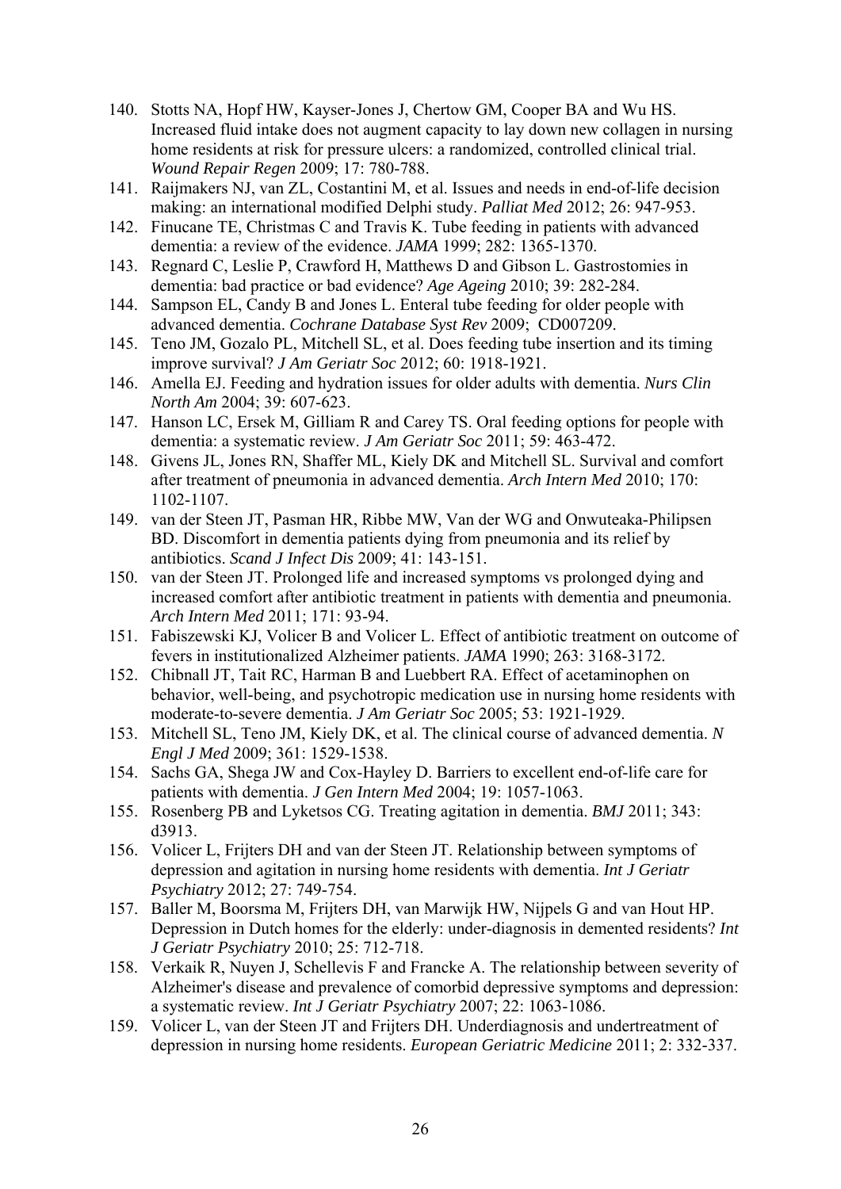140. Stotts NA, Hopf HW, Kayser-Jones J, Chertow GM, Cooper BA and Wu HS. Increased fluid intake does not augment capacity to lay down new collagen in nursing home residents at risk for pressure ulcers: a randomized, controlled clinical trial. *Wound Repair Regen* 2009; 17: 780-788.
141. Raijmakers NJ, van ZL, Costantini M, et al. Issues and needs in end-of-life decision making: an international modified Delphi study. *Palliat Med* 2012; 26: 947-953.
142. Finucane TE, Christmas C and Travis K. Tube feeding in patients with advanced dementia: a review of the evidence. *JAMA* 1999; 282: 1365-1370.
143. Regnard C, Leslie P, Crawford H, Matthews D and Gibson L. Gastrostomies in dementia: bad practice or bad evidence? *Age Ageing* 2010; 39: 282-284.
144. Sampson EL, Candy B and Jones L. Enteral tube feeding for older people with advanced dementia. *Cochrane Database Syst Rev* 2009; CD007209.
145. Teno JM, Gozalo PL, Mitchell SL, et al. Does feeding tube insertion and its timing improve survival? *J Am Geriatr Soc* 2012; 60: 1918-1921.
146. Amella EJ. Feeding and hydration issues for older adults with dementia. *Nurs Clin North Am* 2004; 39: 607-623.
147. Hanson LC, Ersek M, Gilliam R and Carey TS. Oral feeding options for people with dementia: a systematic review. *J Am Geriatr Soc* 2011; 59: 463-472.
148. Givens JL, Jones RN, Shaffer ML, Kiely DK and Mitchell SL. Survival and comfort after treatment of pneumonia in advanced dementia. *Arch Intern Med* 2010; 170: 1102-1107.
149. van der Steen JT, Pasman HR, Ribbe MW, Van der WG and Onwuteaka-Philipsen BD. Discomfort in dementia patients dying from pneumonia and its relief by antibiotics. *Scand J Infect Dis* 2009; 41: 143-151.
150. van der Steen JT. Prolonged life and increased symptoms vs prolonged dying and increased comfort after antibiotic treatment in patients with dementia and pneumonia. *Arch Intern Med* 2011; 171: 93-94.
151. Fabiszewski KJ, Volicer B and Volicer L. Effect of antibiotic treatment on outcome of fevers in institutionalized Alzheimer patients. *JAMA* 1990; 263: 3168-3172.
152. Chibnall JT, Tait RC, Harman B and Luebbert RA. Effect of acetaminophen on behavior, well-being, and psychotropic medication use in nursing home residents with moderate-to-severe dementia. *J Am Geriatr Soc* 2005; 53: 1921-1929.
153. Mitchell SL, Teno JM, Kiely DK, et al. The clinical course of advanced dementia. *N Engl J Med* 2009; 361: 1529-1538.
154. Sachs GA, Shega JW and Cox-Hayley D. Barriers to excellent end-of-life care for patients with dementia. *J Gen Intern Med* 2004; 19: 1057-1063.
155. Rosenberg PB and Lyketsos CG. Treating agitation in dementia. *BMJ* 2011; 343: d3913.
156. Volicer L, Frijters DH and van der Steen JT. Relationship between symptoms of depression and agitation in nursing home residents with dementia. *Int J Geriatr Psychiatry* 2012; 27: 749-754.
157. Baller M, Boorsma M, Frijters DH, van Marwijk HW, Nijpels G and van Hout HP. Depression in Dutch homes for the elderly: under-diagnosis in demented residents? *Int J Geriatr Psychiatry* 2010; 25: 712-718.
158. Verkaik R, Nuyen J, Schellevis F and Francke A. The relationship between severity of Alzheimer's disease and prevalence of comorbid depressive symptoms and depression: a systematic review. *Int J Geriatr Psychiatry* 2007; 22: 1063-1086.
159. Volicer L, van der Steen JT and Frijters DH. Underdiagnosis and undertreatment of depression in nursing home residents. *European Geriatric Medicine* 2011; 2: 332-337.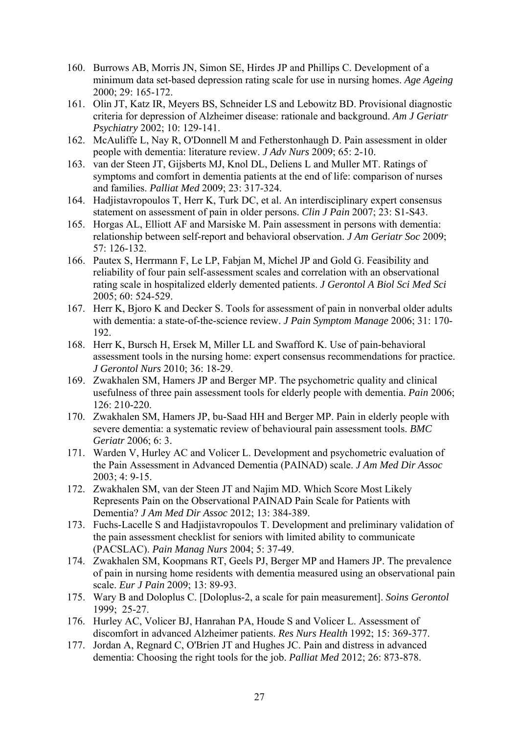160. Burrows AB, Morris JN, Simon SE, Hirdes JP and Phillips C. Development of a minimum data set-based depression rating scale for use in nursing homes. *Age Ageing* 2000; 29: 165-172.
161. Olin JT, Katz IR, Meyers BS, Schneider LS and Lebowitz BD. Provisional diagnostic criteria for depression of Alzheimer disease: rationale and background. *Am J Geriatr Psychiatry* 2002; 10: 129-141.
162. McAuliffe L, Nay R, O'Donnell M and Fetherstonhaugh D. Pain assessment in older people with dementia: literature review. *J Adv Nurs* 2009; 65: 2-10.
163. van der Steen JT, Gijsberts MJ, Knol DL, Deliens L and Muller MT. Ratings of symptoms and comfort in dementia patients at the end of life: comparison of nurses and families. *Palliat Med* 2009; 23: 317-324.
164. Hadjistavropoulos T, Herr K, Turk DC, et al. An interdisciplinary expert consensus statement on assessment of pain in older persons. *Clin J Pain* 2007; 23: S1-S43.
165. Horgas AL, Elliott AF and Marsiske M. Pain assessment in persons with dementia: relationship between self-report and behavioral observation. *J Am Geriatr Soc* 2009; 57: 126-132.
166. Pautex S, Herrmann F, Le LP, Fabjan M, Michel JP and Gold G. Feasibility and reliability of four pain self-assessment scales and correlation with an observational rating scale in hospitalized elderly demented patients. *J Gerontol A Biol Sci Med Sci* 2005; 60: 524-529.
167. Herr K, Bjoro K and Decker S. Tools for assessment of pain in nonverbal older adults with dementia: a state-of-the-science review. *J Pain Symptom Manage* 2006; 31: 170-192.
168. Herr K, Bursch H, Ersek M, Miller LL and Swafford K. Use of pain-behavioral assessment tools in the nursing home: expert consensus recommendations for practice. *J Gerontol Nurs* 2010; 36: 18-29.
169. Zwakhalen SM, Hamers JP and Berger MP. The psychometric quality and clinical usefulness of three pain assessment tools for elderly people with dementia. *Pain* 2006; 126: 210-220.
170. Zwakhalen SM, Hamers JP, bu-Saad HH and Berger MP. Pain in elderly people with severe dementia: a systematic review of behavioural pain assessment tools. *BMC Geriatr* 2006; 6: 3.
171. Warden V, Hurley AC and Volicer L. Development and psychometric evaluation of the Pain Assessment in Advanced Dementia (PAINAD) scale. *J Am Med Dir Assoc* 2003; 4: 9-15.
172. Zwakhalen SM, van der Steen JT and Najim MD. Which Score Most Likely Represents Pain on the Observational PAINAD Pain Scale for Patients with Dementia? *J Am Med Dir Assoc* 2012; 13: 384-389.
173. Fuchs-Lacelle S and Hadjistavropoulos T. Development and preliminary validation of the pain assessment checklist for seniors with limited ability to communicate (PACSLAC). *Pain Manag Nurs* 2004; 5: 37-49.
174. Zwakhalen SM, Koopmans RT, Geels PJ, Berger MP and Hamers JP. The prevalence of pain in nursing home residents with dementia measured using an observational pain scale. *Eur J Pain* 2009; 13: 89-93.
175. Wary B and Doloplus C. [Doloplus-2, a scale for pain measurement]. *Soins Gerontol* 1999; 25-27.
176. Hurley AC, Volicer BJ, Hanrahan PA, Houde S and Volicer L. Assessment of discomfort in advanced Alzheimer patients. *Res Nurs Health* 1992; 15: 369-377.
177. Jordan A, Regnard C, O'Brien JT and Hughes JC. Pain and distress in advanced dementia: Choosing the right tools for the job. *Palliat Med* 2012; 26: 873-878.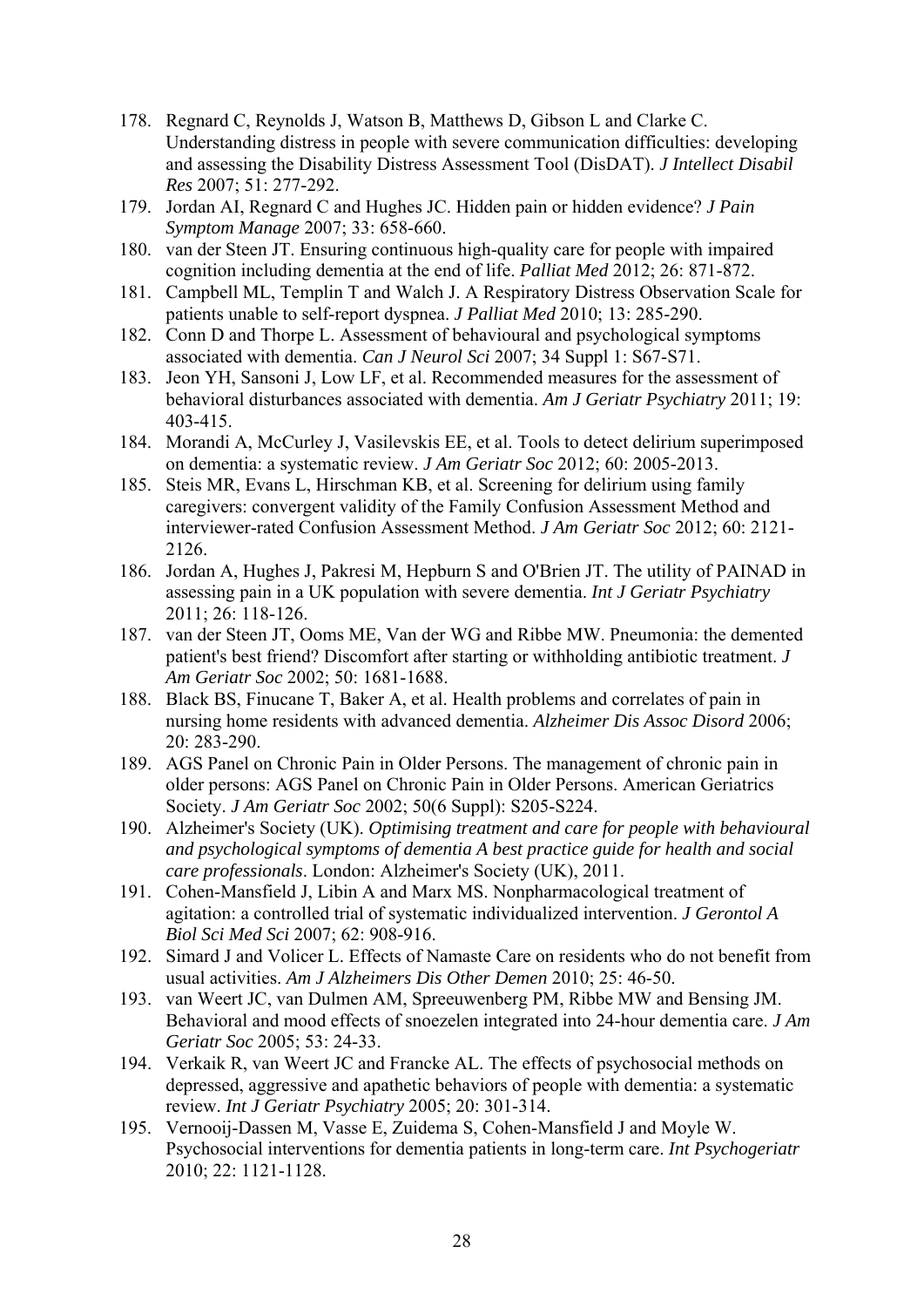178. Regnard C, Reynolds J, Watson B, Matthews D, Gibson L and Clarke C. Understanding distress in people with severe communication difficulties: developing and assessing the Disability Distress Assessment Tool (DisDAT). *J Intellect Disabil Res* 2007; 51: 277-292.
179. Jordan AI, Regnard C and Hughes JC. Hidden pain or hidden evidence? *J Pain Symptom Manage* 2007; 33: 658-660.
180. van der Steen JT. Ensuring continuous high-quality care for people with impaired cognition including dementia at the end of life. *Palliat Med* 2012; 26: 871-872.
181. Campbell ML, Templin T and Walch J. A Respiratory Distress Observation Scale for patients unable to self-report dyspnea. *J Palliat Med* 2010; 13: 285-290.
182. Conn D and Thorpe L. Assessment of behavioural and psychological symptoms associated with dementia. *Can J Neurol Sci* 2007; 34 Suppl 1: S67-S71.
183. Jeon YH, Sansoni J, Low LF, et al. Recommended measures for the assessment of behavioral disturbances associated with dementia. *Am J Geriatr Psychiatry* 2011; 19: 403-415.
184. Morandi A, McCurley J, Vasilevskis EE, et al. Tools to detect delirium superimposed on dementia: a systematic review. *J Am Geriatr Soc* 2012; 60: 2005-2013.
185. Steis MR, Evans L, Hirschman KB, et al. Screening for delirium using family caregivers: convergent validity of the Family Confusion Assessment Method and interviewer-rated Confusion Assessment Method. *J Am Geriatr Soc* 2012; 60: 2121-2126.
186. Jordan A, Hughes J, Pakresi M, Hepburn S and O'Brien JT. The utility of PAINAD in assessing pain in a UK population with severe dementia. *Int J Geriatr Psychiatry* 2011; 26: 118-126.
187. van der Steen JT, Ooms ME, Van der WG and Ribbe MW. Pneumonia: the demented patient's best friend? Discomfort after starting or withholding antibiotic treatment. *J Am Geriatr Soc* 2002; 50: 1681-1688.
188. Black BS, Finucane T, Baker A, et al. Health problems and correlates of pain in nursing home residents with advanced dementia. *Alzheimer Dis Assoc Disord* 2006; 20: 283-290.
189. AGS Panel on Chronic Pain in Older Persons. The management of chronic pain in older persons: AGS Panel on Chronic Pain in Older Persons. American Geriatrics Society. *J Am Geriatr Soc* 2002; 50(6 Suppl): S205-S224.
190. Alzheimer's Society (UK). *Optimising treatment and care for people with behavioural and psychological symptoms of dementia A best practice guide for health and social care professionals*. London: Alzheimer's Society (UK), 2011.
191. Cohen-Mansfield J, Libin A and Marx MS. Nonpharmacological treatment of agitation: a controlled trial of systematic individualized intervention. *J Gerontol A Biol Sci Med Sci* 2007; 62: 908-916.
192. Simard J and Volicer L. Effects of Namaste Care on residents who do not benefit from usual activities. *Am J Alzheimers Dis Other Demen* 2010; 25: 46-50.
193. van Weert JC, van Dulmen AM, Spreeuwenberg PM, Ribbe MW and Bensing JM. Behavioral and mood effects of snoezelen integrated into 24-hour dementia care. *J Am Geriatr Soc* 2005; 53: 24-33.
194. Verkaik R, van Weert JC and Francke AL. The effects of psychosocial methods on depressed, aggressive and apathetic behaviors of people with dementia: a systematic review. *Int J Geriatr Psychiatry* 2005; 20: 301-314.
195. Vernooij-Dassen M, Vasse E, Zuidema S, Cohen-Mansfield J and Moyle W. Psychosocial interventions for dementia patients in long-term care. *Int Psychogeriatr* 2010; 22: 1121-1128.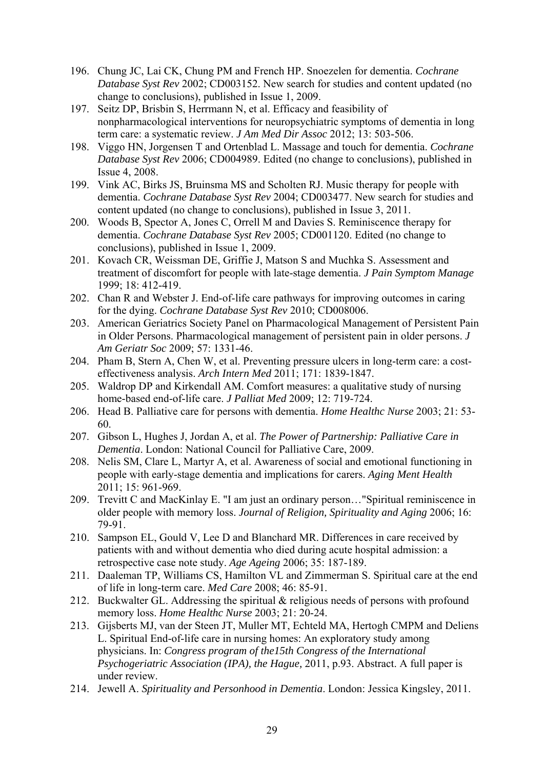196. Chung JC, Lai CK, Chung PM and French HP. Snoezelen for dementia. *Cochrane Database Syst Rev* 2002; CD003152. New search for studies and content updated (no change to conclusions), published in Issue 1, 2009.
197. Seitz DP, Brisbin S, Herrmann N, et al. Efficacy and feasibility of nonpharmacological interventions for neuropsychiatric symptoms of dementia in long term care: a systematic review. *J Am Med Dir Assoc* 2012; 13: 503-506.
198. Viggo HN, Jorgensen T and Ortenblad L. Massage and touch for dementia. *Cochrane Database Syst Rev* 2006; CD004989. Edited (no change to conclusions), published in Issue 4, 2008.
199. Vink AC, Birks JS, Bruinsma MS and Scholten RJ. Music therapy for people with dementia. *Cochrane Database Syst Rev* 2004; CD003477. New search for studies and content updated (no change to conclusions), published in Issue 3, 2011.
200. Woods B, Spector A, Jones C, Orrell M and Davies S. Reminiscence therapy for dementia. *Cochrane Database Syst Rev* 2005; CD001120. Edited (no change to conclusions), published in Issue 1, 2009.
201. Kovach CR, Weissman DE, Griffie J, Matson S and Muchka S. Assessment and treatment of discomfort for people with late-stage dementia. *J Pain Symptom Manage* 1999; 18: 412-419.
202. Chan R and Webster J. End-of-life care pathways for improving outcomes in caring for the dying. *Cochrane Database Syst Rev* 2010; CD008006.
203. American Geriatrics Society Panel on Pharmacological Management of Persistent Pain in Older Persons. Pharmacological management of persistent pain in older persons. *J Am Geriatr Soc* 2009; 57: 1331-46.
204. Pham B, Stern A, Chen W, et al. Preventing pressure ulcers in long-term care: a cost-effectiveness analysis. *Arch Intern Med* 2011; 171: 1839-1847.
205. Waldrop DP and Kirkendall AM. Comfort measures: a qualitative study of nursing home-based end-of-life care. *J Palliat Med* 2009; 12: 719-724.
206. Head B. Palliative care for persons with dementia. *Home Healthc Nurse* 2003; 21: 53-60.
207. Gibson L, Hughes J, Jordan A, et al. *The Power of Partnership: Palliative Care in Dementia*. London: National Council for Palliative Care, 2009.
208. Nelis SM, Clare L, Martyr A, et al. Awareness of social and emotional functioning in people with early-stage dementia and implications for carers. *Aging Ment Health* 2011; 15: 961-969.
209. Trevitt C and MacKinlay E. "I am just an ordinary person…"Spiritual reminiscence in older people with memory loss. *Journal of Religion, Spirituality and Aging* 2006; 16: 79-91.
210. Sampson EL, Gould V, Lee D and Blanchard MR. Differences in care received by patients with and without dementia who died during acute hospital admission: a retrospective case note study. *Age Ageing* 2006; 35: 187-189.
211. Daaleman TP, Williams CS, Hamilton VL and Zimmerman S. Spiritual care at the end of life in long-term care. *Med Care* 2008; 46: 85-91.
212. Buckwalter GL. Addressing the spiritual & religious needs of persons with profound memory loss. *Home Healthc Nurse* 2003; 21: 20-24.
213. Gijsberts MJ, van der Steen JT, Muller MT, Echteld MA, Hertogh CMPM and Deliens L. Spiritual End-of-life care in nursing homes: An exploratory study among physicians. In: *Congress program of the15th Congress of the International Psychogeriatric Association (IPA), the Hague,* 2011, p.93. Abstract. A full paper is under review.
214. Jewell A. *Spirituality and Personhood in Dementia*. London: Jessica Kingsley, 2011.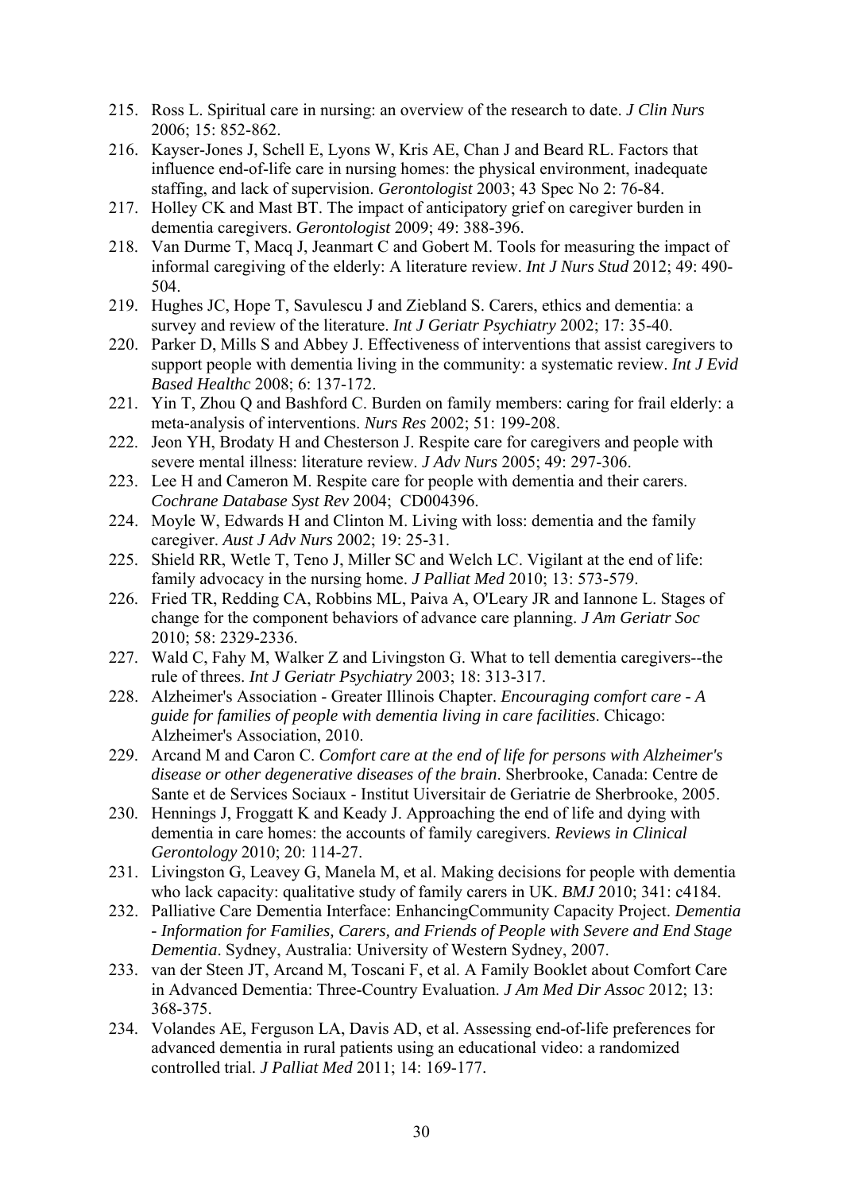215. Ross L. Spiritual care in nursing: an overview of the research to date. *J Clin Nurs* 2006; 15: 852-862.
216. Kayser-Jones J, Schell E, Lyons W, Kris AE, Chan J and Beard RL. Factors that influence end-of-life care in nursing homes: the physical environment, inadequate staffing, and lack of supervision. *Gerontologist* 2003; 43 Spec No 2: 76-84.
217. Holley CK and Mast BT. The impact of anticipatory grief on caregiver burden in dementia caregivers. *Gerontologist* 2009; 49: 388-396.
218. Van Durme T, Macq J, Jeanmart C and Gobert M. Tools for measuring the impact of informal caregiving of the elderly: A literature review. *Int J Nurs Stud* 2012; 49: 490-504.
219. Hughes JC, Hope T, Savulescu J and Ziebland S. Carers, ethics and dementia: a survey and review of the literature. *Int J Geriatr Psychiatry* 2002; 17: 35-40.
220. Parker D, Mills S and Abbey J. Effectiveness of interventions that assist caregivers to support people with dementia living in the community: a systematic review. *Int J Evid Based Healthc* 2008; 6: 137-172.
221. Yin T, Zhou Q and Bashford C. Burden on family members: caring for frail elderly: a meta-analysis of interventions. *Nurs Res* 2002; 51: 199-208.
222. Jeon YH, Brodaty H and Chesterson J. Respite care for caregivers and people with severe mental illness: literature review. *J Adv Nurs* 2005; 49: 297-306.
223. Lee H and Cameron M. Respite care for people with dementia and their carers. *Cochrane Database Syst Rev* 2004; CD004396.
224. Moyle W, Edwards H and Clinton M. Living with loss: dementia and the family caregiver. *Aust J Adv Nurs* 2002; 19: 25-31.
225. Shield RR, Wetle T, Teno J, Miller SC and Welch LC. Vigilant at the end of life: family advocacy in the nursing home. *J Palliat Med* 2010; 13: 573-579.
226. Fried TR, Redding CA, Robbins ML, Paiva A, O'Leary JR and Iannone L. Stages of change for the component behaviors of advance care planning. *J Am Geriatr Soc* 2010; 58: 2329-2336.
227. Wald C, Fahy M, Walker Z and Livingston G. What to tell dementia caregivers--the rule of threes. *Int J Geriatr Psychiatry* 2003; 18: 313-317.
228. Alzheimer's Association - Greater Illinois Chapter. *Encouraging comfort care - A guide for families of people with dementia living in care facilities*. Chicago: Alzheimer's Association, 2010.
229. Arcand M and Caron C. *Comfort care at the end of life for persons with Alzheimer's disease or other degenerative diseases of the brain*. Sherbrooke, Canada: Centre de Sante et de Services Sociaux - Institut Uiversitair de Geriatrie de Sherbrooke, 2005.
230. Hennings J, Froggatt K and Keady J. Approaching the end of life and dying with dementia in care homes: the accounts of family caregivers. *Reviews in Clinical Gerontology* 2010; 20: 114-27.
231. Livingston G, Leavey G, Manela M, et al. Making decisions for people with dementia who lack capacity: qualitative study of family carers in UK. *BMJ* 2010; 341: c4184.
232. Palliative Care Dementia Interface: EnhancingCommunity Capacity Project. *Dementia - Information for Families, Carers, and Friends of People with Severe and End Stage Dementia*. Sydney, Australia: University of Western Sydney, 2007.
233. van der Steen JT, Arcand M, Toscani F, et al. A Family Booklet about Comfort Care in Advanced Dementia: Three-Country Evaluation. *J Am Med Dir Assoc* 2012; 13: 368-375.
234. Volandes AE, Ferguson LA, Davis AD, et al. Assessing end-of-life preferences for advanced dementia in rural patients using an educational video: a randomized controlled trial. *J Palliat Med* 2011; 14: 169-177.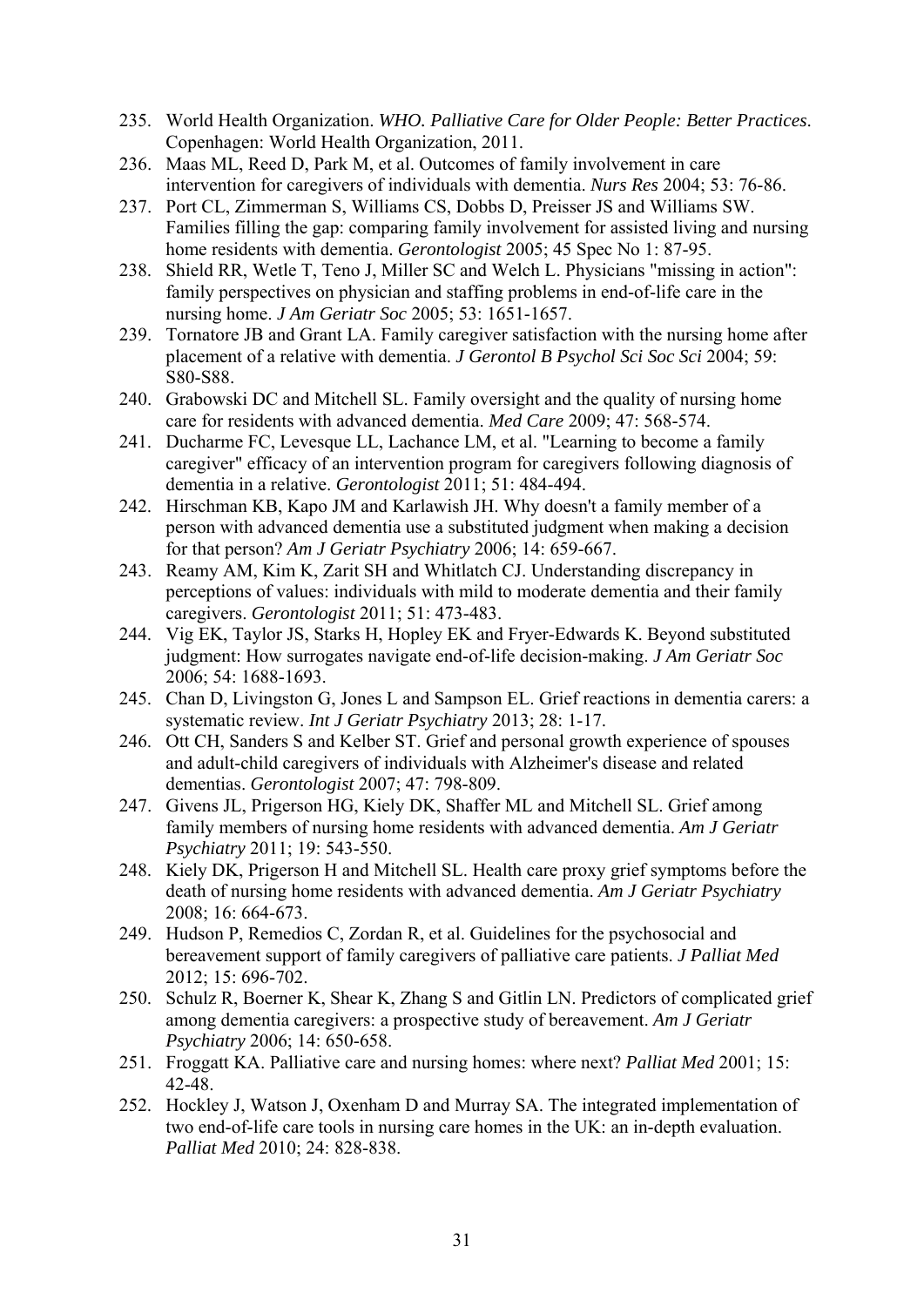235. World Health Organization. *WHO. Palliative Care for Older People: Better Practices*. Copenhagen: World Health Organization, 2011.
236. Maas ML, Reed D, Park M, et al. Outcomes of family involvement in care intervention for caregivers of individuals with dementia. *Nurs Res* 2004; 53: 76-86.
237. Port CL, Zimmerman S, Williams CS, Dobbs D, Preisser JS and Williams SW. Families filling the gap: comparing family involvement for assisted living and nursing home residents with dementia. *Gerontologist* 2005; 45 Spec No 1: 87-95.
238. Shield RR, Wetle T, Teno J, Miller SC and Welch L. Physicians "missing in action": family perspectives on physician and staffing problems in end-of-life care in the nursing home. *J Am Geriatr Soc* 2005; 53: 1651-1657.
239. Tornatore JB and Grant LA. Family caregiver satisfaction with the nursing home after placement of a relative with dementia. *J Gerontol B Psychol Sci Soc Sci* 2004; 59: S80-S88.
240. Grabowski DC and Mitchell SL. Family oversight and the quality of nursing home care for residents with advanced dementia. *Med Care* 2009; 47: 568-574.
241. Ducharme FC, Levesque LL, Lachance LM, et al. "Learning to become a family caregiver" efficacy of an intervention program for caregivers following diagnosis of dementia in a relative. *Gerontologist* 2011; 51: 484-494.
242. Hirschman KB, Kapo JM and Karlawish JH. Why doesn't a family member of a person with advanced dementia use a substituted judgment when making a decision for that person? *Am J Geriatr Psychiatry* 2006; 14: 659-667.
243. Reamy AM, Kim K, Zarit SH and Whitlatch CJ. Understanding discrepancy in perceptions of values: individuals with mild to moderate dementia and their family caregivers. *Gerontologist* 2011; 51: 473-483.
244. Vig EK, Taylor JS, Starks H, Hopley EK and Fryer-Edwards K. Beyond substituted judgment: How surrogates navigate end-of-life decision-making. *J Am Geriatr Soc* 2006; 54: 1688-1693.
245. Chan D, Livingston G, Jones L and Sampson EL. Grief reactions in dementia carers: a systematic review. *Int J Geriatr Psychiatry* 2013; 28: 1-17.
246. Ott CH, Sanders S and Kelber ST. Grief and personal growth experience of spouses and adult-child caregivers of individuals with Alzheimer's disease and related dementias. *Gerontologist* 2007; 47: 798-809.
247. Givens JL, Prigerson HG, Kiely DK, Shaffer ML and Mitchell SL. Grief among family members of nursing home residents with advanced dementia. *Am J Geriatr Psychiatry* 2011; 19: 543-550.
248. Kiely DK, Prigerson H and Mitchell SL. Health care proxy grief symptoms before the death of nursing home residents with advanced dementia. *Am J Geriatr Psychiatry* 2008; 16: 664-673.
249. Hudson P, Remedios C, Zordan R, et al. Guidelines for the psychosocial and bereavement support of family caregivers of palliative care patients. *J Palliat Med* 2012; 15: 696-702.
250. Schulz R, Boerner K, Shear K, Zhang S and Gitlin LN. Predictors of complicated grief among dementia caregivers: a prospective study of bereavement. *Am J Geriatr Psychiatry* 2006; 14: 650-658.
251. Froggatt KA. Palliative care and nursing homes: where next? *Palliat Med* 2001; 15: 42-48.
252. Hockley J, Watson J, Oxenham D and Murray SA. The integrated implementation of two end-of-life care tools in nursing care homes in the UK: an in-depth evaluation. *Palliat Med* 2010; 24: 828-838.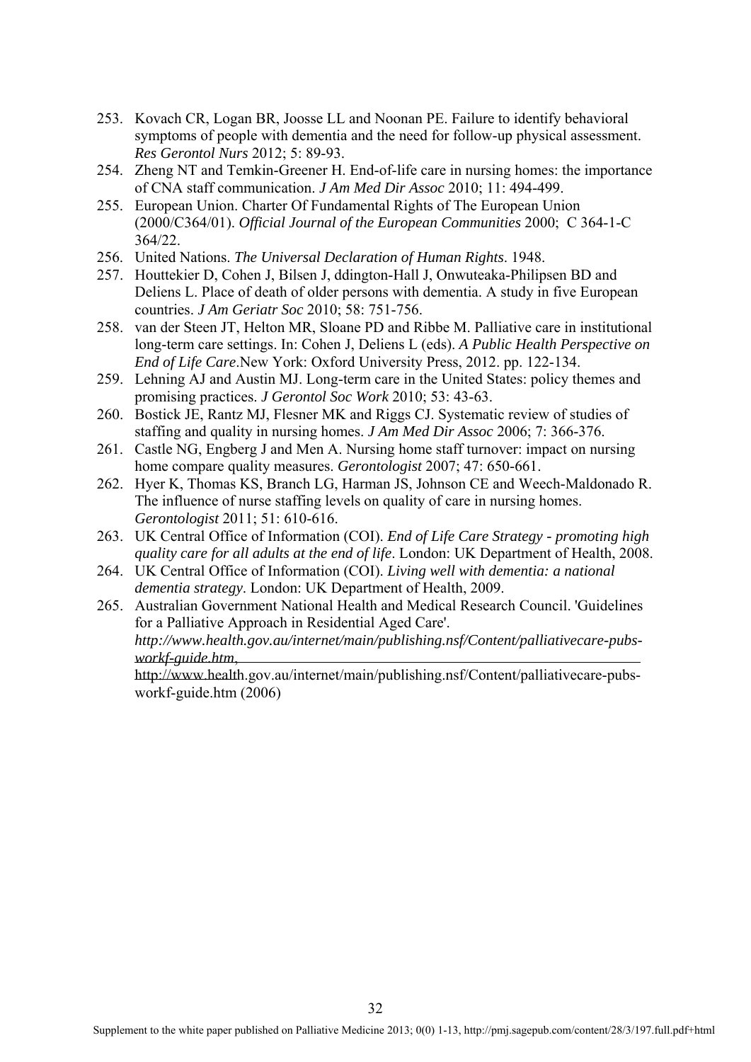253. Kovach CR, Logan BR, Joosse LL and Noonan PE. Failure to identify behavioral symptoms of people with dementia and the need for follow-up physical assessment. *Res Gerontol Nurs* 2012; 5: 89-93.
254. Zheng NT and Temkin-Greener H. End-of-life care in nursing homes: the importance of CNA staff communication. *J Am Med Dir Assoc* 2010; 11: 494-499.
255. European Union. Charter Of Fundamental Rights of The European Union (2000/C364/01). *Official Journal of the European Communities* 2000; C 364-1-C 364/22.
256. United Nations. *The Universal Declaration of Human Rights*. 1948.
257. Houttekier D, Cohen J, Bilsen J, ddington-Hall J, Onwuteaka-Philipsen BD and Deliens L. Place of death of older persons with dementia. A study in five European countries. *J Am Geriatr Soc* 2010; 58: 751-756.
258. van der Steen JT, Helton MR, Sloane PD and Ribbe M. Palliative care in institutional long-term care settings. In: Cohen J, Deliens L (eds). *A Public Health Perspective on End of Life Care*.New York: Oxford University Press, 2012. pp. 122-134.
259. Lehning AJ and Austin MJ. Long-term care in the United States: policy themes and promising practices. *J Gerontol Soc Work* 2010; 53: 43-63.
260. Bostick JE, Rantz MJ, Flesner MK and Riggs CJ. Systematic review of studies of staffing and quality in nursing homes. *J Am Med Dir Assoc* 2006; 7: 366-376.
261. Castle NG, Engberg J and Men A. Nursing home staff turnover: impact on nursing home compare quality measures. *Gerontologist* 2007; 47: 650-661.
262. Hyer K, Thomas KS, Branch LG, Harman JS, Johnson CE and Weech-Maldonado R. The influence of nurse staffing levels on quality of care in nursing homes. *Gerontologist* 2011; 51: 610-616.
263. UK Central Office of Information (COI). *End of Life Care Strategy - promoting high quality care for all adults at the end of life*. London: UK Department of Health, 2008.
264. UK Central Office of Information (COI). *Living well with dementia: a national dementia strategy*. London: UK Department of Health, 2009.
265. Australian Government National Health and Medical Research Council. 'Guidelines for a Palliative Approach in Residential Aged Care'. *http://www.health.gov.au/internet/main/publishing.nsf/Content/palliativecare-pubs-workf-guide.htm*, http://www.health.gov.au/internet/main/publishing.nsf/Content/palliativecare-pubs-workf-guide.htm (2006)

Supplement to the white paper published on Palliative Medicine 2013; 0(0) 1-13, http://pmj.sagepub.com/content/28/3/197.full.pdf+html